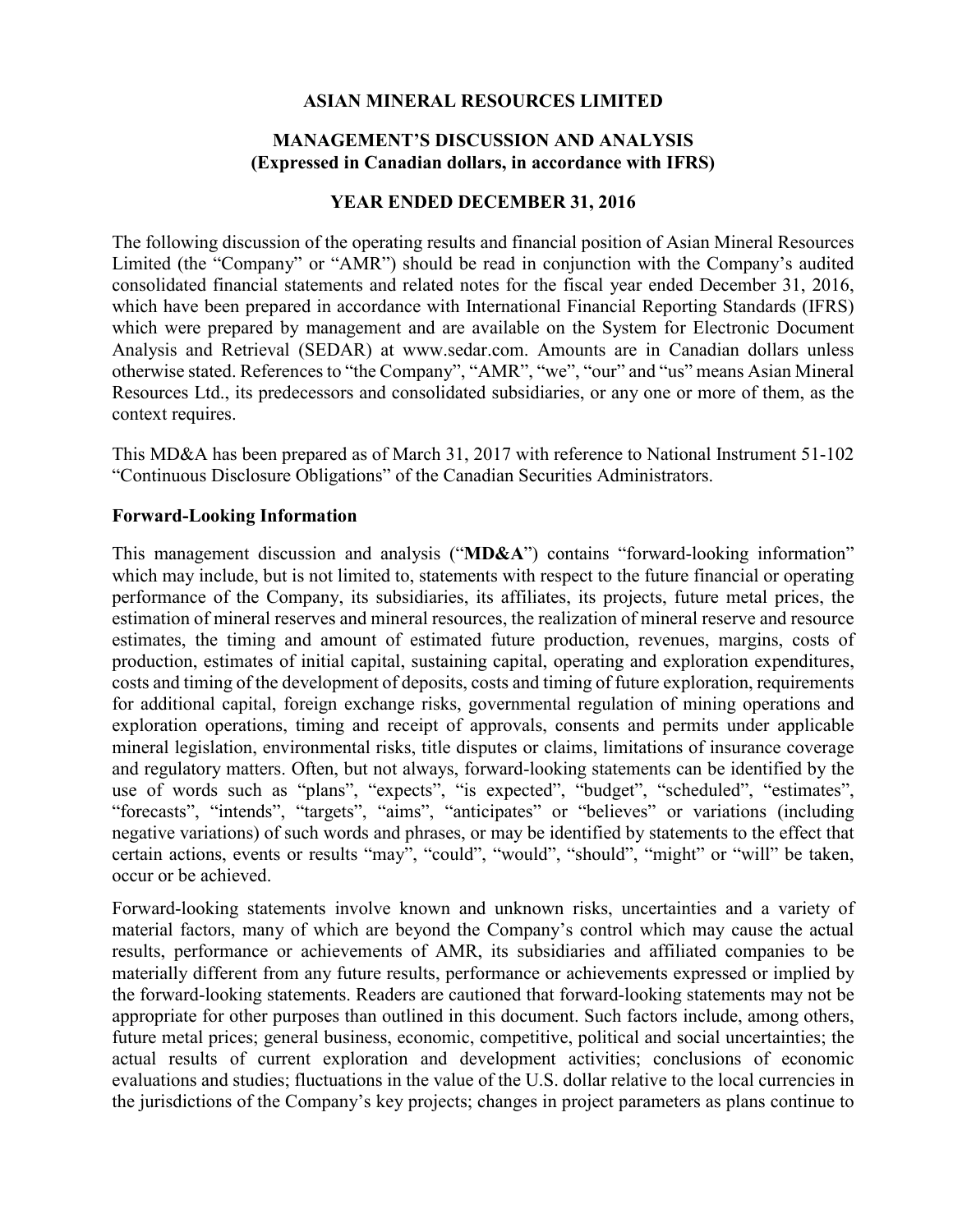# ASIAN MINERAL RESOURCES LIMITED

## MANAGEMENT'S DISCUSSION AND ANALYSIS
## (Expressed in Canadian dollars, in accordance with IFRS)

## YEAR ENDED DECEMBER 31, 2016

The following discussion of the operating results and financial position of Asian Mineral Resources Limited (the "Company" or "AMR") should be read in conjunction with the Company's audited consolidated financial statements and related notes for the fiscal year ended December 31, 2016, which have been prepared in accordance with International Financial Reporting Standards (IFRS) which were prepared by management and are available on the System for Electronic Document Analysis and Retrieval (SEDAR) at www.sedar.com. Amounts are in Canadian dollars unless otherwise stated. References to "the Company", "AMR", "we", "our" and "us" means Asian Mineral Resources Ltd., its predecessors and consolidated subsidiaries, or any one or more of them, as the context requires.

This MD&A has been prepared as of March 31, 2017 with reference to National Instrument 51-102 "Continuous Disclosure Obligations" of the Canadian Securities Administrators.

### Forward-Looking Information

This management discussion and analysis ("**MD&A**") contains "forward-looking information" which may include, but is not limited to, statements with respect to the future financial or operating performance of the Company, its subsidiaries, its affiliates, its projects, future metal prices, the estimation of mineral reserves and mineral resources, the realization of mineral reserve and resource estimates, the timing and amount of estimated future production, revenues, margins, costs of production, estimates of initial capital, sustaining capital, operating and exploration expenditures, costs and timing of the development of deposits, costs and timing of future exploration, requirements for additional capital, foreign exchange risks, governmental regulation of mining operations and exploration operations, timing and receipt of approvals, consents and permits under applicable mineral legislation, environmental risks, title disputes or claims, limitations of insurance coverage and regulatory matters. Often, but not always, forward-looking statements can be identified by the use of words such as "plans", "expects", "is expected", "budget", "scheduled", "estimates", "forecasts", "intends", "targets", "aims", "anticipates" or "believes" or variations (including negative variations) of such words and phrases, or may be identified by statements to the effect that certain actions, events or results "may", "could", "would", "should", "might" or "will" be taken, occur or be achieved.

Forward-looking statements involve known and unknown risks, uncertainties and a variety of material factors, many of which are beyond the Company's control which may cause the actual results, performance or achievements of AMR, its subsidiaries and affiliated companies to be materially different from any future results, performance or achievements expressed or implied by the forward-looking statements. Readers are cautioned that forward-looking statements may not be appropriate for other purposes than outlined in this document. Such factors include, among others, future metal prices; general business, economic, competitive, political and social uncertainties; the actual results of current exploration and development activities; conclusions of economic evaluations and studies; fluctuations in the value of the U.S. dollar relative to the local currencies in the jurisdictions of the Company's key projects; changes in project parameters as plans continue to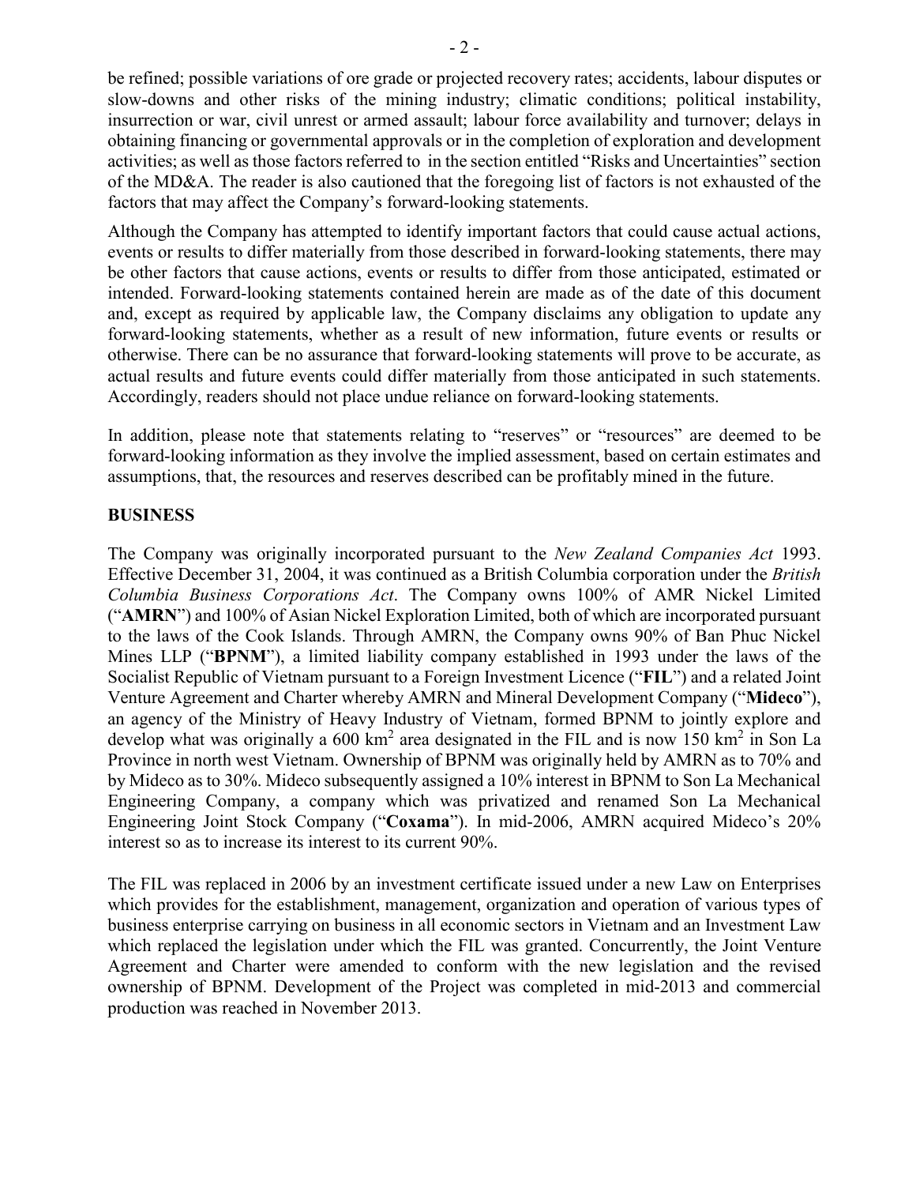be refined; possible variations of ore grade or projected recovery rates; accidents, labour disputes or slow-downs and other risks of the mining industry; climatic conditions; political instability, insurrection or war, civil unrest or armed assault; labour force availability and turnover; delays in obtaining financing or governmental approvals or in the completion of exploration and development activities; as well as those factors referred to in the section entitled "Risks and Uncertainties" section of the MD&A. The reader is also cautioned that the foregoing list of factors is not exhausted of the factors that may affect the Company's forward-looking statements.

Although the Company has attempted to identify important factors that could cause actual actions, events or results to differ materially from those described in forward-looking statements, there may be other factors that cause actions, events or results to differ from those anticipated, estimated or intended. Forward-looking statements contained herein are made as of the date of this document and, except as required by applicable law, the Company disclaims any obligation to update any forward-looking statements, whether as a result of new information, future events or results or otherwise. There can be no assurance that forward-looking statements will prove to be accurate, as actual results and future events could differ materially from those anticipated in such statements. Accordingly, readers should not place undue reliance on forward-looking statements.

In addition, please note that statements relating to "reserves" or "resources" are deemed to be forward-looking information as they involve the implied assessment, based on certain estimates and assumptions, that, the resources and reserves described can be profitably mined in the future.

## BUSINESS

The Company was originally incorporated pursuant to the *New Zealand Companies Act* 1993. Effective December 31, 2004, it was continued as a British Columbia corporation under the *British Columbia Business Corporations Act*. The Company owns 100% of AMR Nickel Limited ("**AMRN**") and 100% of Asian Nickel Exploration Limited, both of which are incorporated pursuant to the laws of the Cook Islands. Through AMRN, the Company owns 90% of Ban Phuc Nickel Mines LLP ("**BPNM**"), a limited liability company established in 1993 under the laws of the Socialist Republic of Vietnam pursuant to a Foreign Investment Licence ("**FIL**") and a related Joint Venture Agreement and Charter whereby AMRN and Mineral Development Company ("**Mideco**"), an agency of the Ministry of Heavy Industry of Vietnam, formed BPNM to jointly explore and develop what was originally a 600 km$^2$ area designated in the FIL and is now 150 km$^2$ in Son La Province in north west Vietnam. Ownership of BPNM was originally held by AMRN as to 70% and by Mideco as to 30%. Mideco subsequently assigned a 10% interest in BPNM to Son La Mechanical Engineering Company, a company which was privatized and renamed Son La Mechanical Engineering Joint Stock Company ("**Coxama**"). In mid-2006, AMRN acquired Mideco's 20% interest so as to increase its interest to its current 90%.

The FIL was replaced in 2006 by an investment certificate issued under a new Law on Enterprises which provides for the establishment, management, organization and operation of various types of business enterprise carrying on business in all economic sectors in Vietnam and an Investment Law which replaced the legislation under which the FIL was granted. Concurrently, the Joint Venture Agreement and Charter were amended to conform with the new legislation and the revised ownership of BPNM. Development of the Project was completed in mid-2013 and commercial production was reached in November 2013.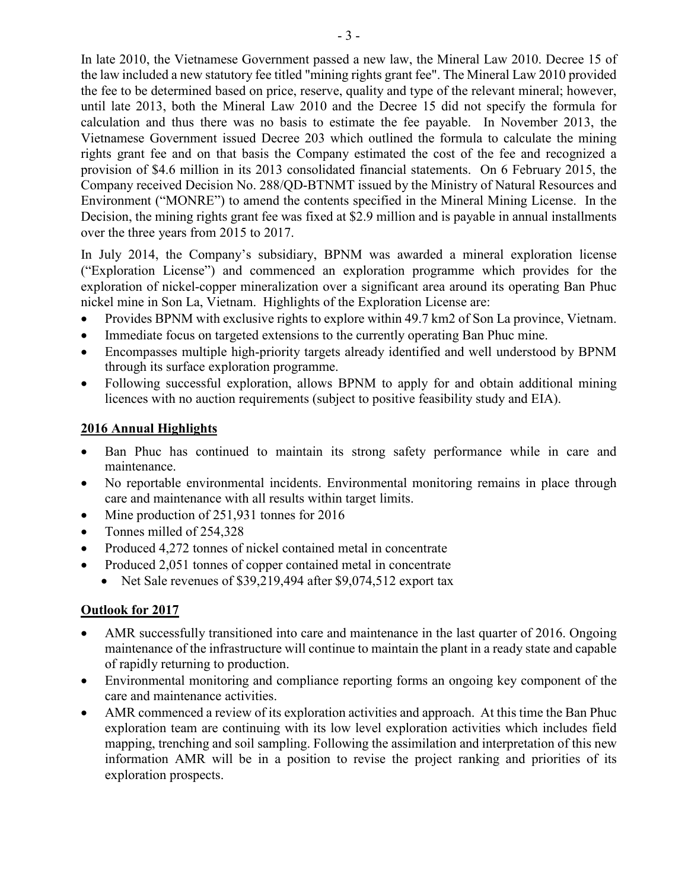In late 2010, the Vietnamese Government passed a new law, the Mineral Law 2010. Decree 15 of the law included a new statutory fee titled "mining rights grant fee". The Mineral Law 2010 provided the fee to be determined based on price, reserve, quality and type of the relevant mineral; however, until late 2013, both the Mineral Law 2010 and the Decree 15 did not specify the formula for calculation and thus there was no basis to estimate the fee payable. In November 2013, the Vietnamese Government issued Decree 203 which outlined the formula to calculate the mining rights grant fee and on that basis the Company estimated the cost of the fee and recognized a provision of $4.6 million in its 2013 consolidated financial statements. On 6 February 2015, the Company received Decision No. 288/QD-BTNMT issued by the Ministry of Natural Resources and Environment ("MONRE") to amend the contents specified in the Mineral Mining License. In the Decision, the mining rights grant fee was fixed at $2.9 million and is payable in annual installments over the three years from 2015 to 2017.

In July 2014, the Company's subsidiary, BPNM was awarded a mineral exploration license ("Exploration License") and commenced an exploration programme which provides for the exploration of nickel-copper mineralization over a significant area around its operating Ban Phuc nickel mine in Son La, Vietnam. Highlights of the Exploration License are:

- Provides BPNM with exclusive rights to explore within 49.7 km2 of Son La province, Vietnam.
- Immediate focus on targeted extensions to the currently operating Ban Phuc mine.
- Encompasses multiple high-priority targets already identified and well understood by BPNM through its surface exploration programme.
- Following successful exploration, allows BPNM to apply for and obtain additional mining licences with no auction requirements (subject to positive feasibility study and EIA).

## 2016 Annual Highlights

- Ban Phuc has continued to maintain its strong safety performance while in care and maintenance.
- No reportable environmental incidents. Environmental monitoring remains in place through care and maintenance with all results within target limits.
- Mine production of 251,931 tonnes for 2016
- Tonnes milled of 254,328
- Produced 4,272 tonnes of nickel contained metal in concentrate
- Produced 2,051 tonnes of copper contained metal in concentrate
  - Net Sale revenues of $39,219,494 after $9,074,512 export tax

## Outlook for 2017

- AMR successfully transitioned into care and maintenance in the last quarter of 2016. Ongoing maintenance of the infrastructure will continue to maintain the plant in a ready state and capable of rapidly returning to production.
- Environmental monitoring and compliance reporting forms an ongoing key component of the care and maintenance activities.
- AMR commenced a review of its exploration activities and approach. At this time the Ban Phuc exploration team are continuing with its low level exploration activities which includes field mapping, trenching and soil sampling. Following the assimilation and interpretation of this new information AMR will be in a position to revise the project ranking and priorities of its exploration prospects.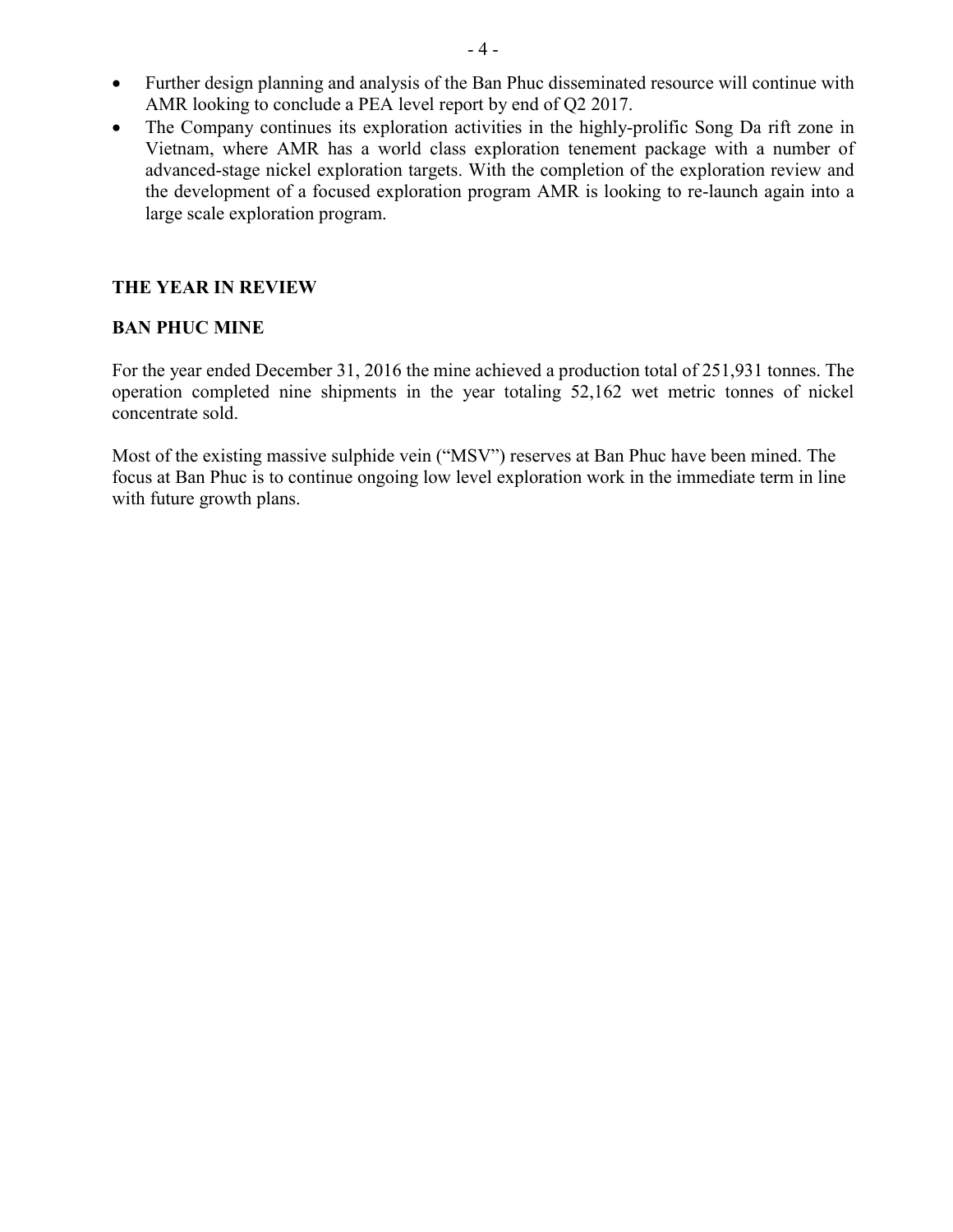- Further design planning and analysis of the Ban Phuc disseminated resource will continue with AMR looking to conclude a PEA level report by end of Q2 2017.
- The Company continues its exploration activities in the highly-prolific Song Da rift zone in Vietnam, where AMR has a world class exploration tenement package with a number of advanced-stage nickel exploration targets. With the completion of the exploration review and the development of a focused exploration program AMR is looking to re-launch again into a large scale exploration program.

## THE YEAR IN REVIEW

### BAN PHUC MINE

For the year ended December 31, 2016 the mine achieved a production total of 251,931 tonnes. The operation completed nine shipments in the year totaling 52,162 wet metric tonnes of nickel concentrate sold.

Most of the existing massive sulphide vein ("MSV") reserves at Ban Phuc have been mined. The focus at Ban Phuc is to continue ongoing low level exploration work in the immediate term in line with future growth plans.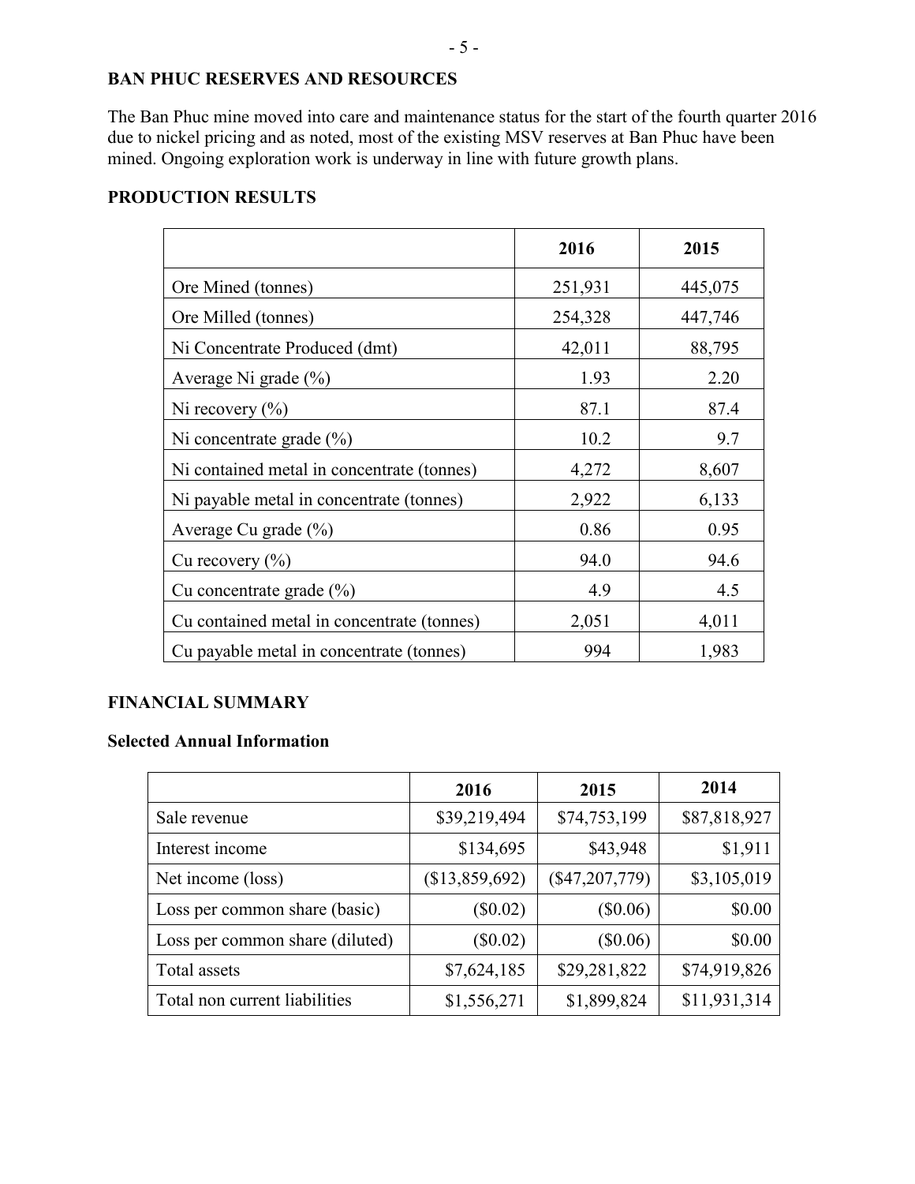## BAN PHUC RESERVES AND RESOURCES

The Ban Phuc mine moved into care and maintenance status for the start of the fourth quarter 2016 due to nickel pricing and as noted, most of the existing MSV reserves at Ban Phuc have been mined. Ongoing exploration work is underway in line with future growth plans.

## PRODUCTION RESULTS

| | 2016 | 2015 |
|---|---|---|
| Ore Mined (tonnes) | 251,931 | 445,075 |
| Ore Milled (tonnes) | 254,328 | 447,746 |
| Ni Concentrate Produced (dmt) | 42,011 | 88,795 |
| Average Ni grade (%) | 1.93 | 2.20 |
| Ni recovery (%) | 87.1 | 87.4 |
| Ni concentrate grade (%) | 10.2 | 9.7 |
| Ni contained metal in concentrate (tonnes) | 4,272 | 8,607 |
| Ni payable metal in concentrate (tonnes) | 2,922 | 6,133 |
| Average Cu grade (%) | 0.86 | 0.95 |
| Cu recovery (%) | 94.0 | 94.6 |
| Cu concentrate grade (%) | 4.9 | 4.5 |
| Cu contained metal in concentrate (tonnes) | 2,051 | 4,011 |
| Cu payable metal in concentrate (tonnes) | 994 | 1,983 |

## FINANCIAL SUMMARY

### Selected Annual Information

| | 2016 | 2015 | 2014 |
|---|---|---|---|
| Sale revenue | $39,219,494 | $74,753,199 | $87,818,927 |
| Interest income | $134,695 | $43,948 | $1,911 |
| Net income (loss) | ($13,859,692) | ($47,207,779) | $3,105,019 |
| Loss per common share (basic) | ($0.02) | ($0.06) | $0.00 |
| Loss per common share (diluted) | ($0.02) | ($0.06) | $0.00 |
| Total assets | $7,624,185 | $29,281,822 | $74,919,826 |
| Total non current liabilities | $1,556,271 | $1,899,824 | $11,931,314 |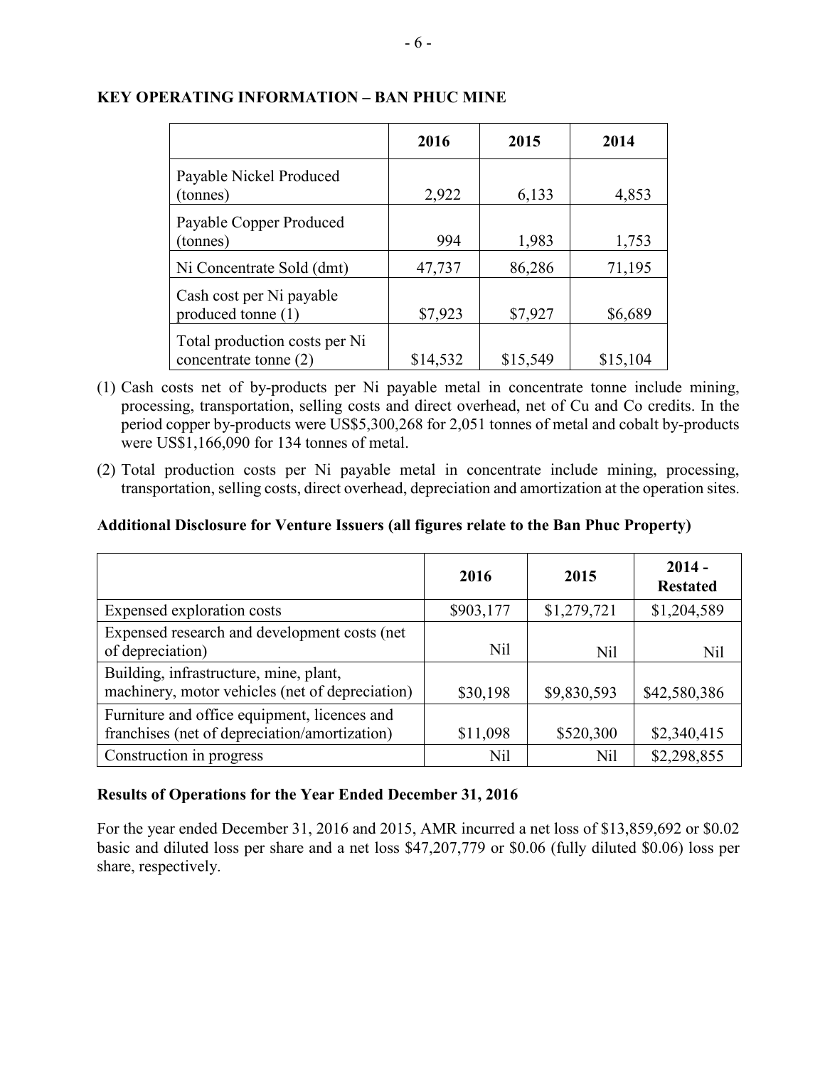## KEY OPERATING INFORMATION – BAN PHUC MINE

| | 2016 | 2015 | 2014 |
|---|---|---|---|
| Payable Nickel Produced (tonnes) | 2,922 | 6,133 | 4,853 |
| Payable Copper Produced (tonnes) | 994 | 1,983 | 1,753 |
| Ni Concentrate Sold (dmt) | 47,737 | 86,286 | 71,195 |
| Cash cost per Ni payable produced tonne (1) | $7,923 | $7,927 | $6,689 |
| Total production costs per Ni concentrate tonne (2) | $14,532 | $15,549 | $15,104 |

(1) Cash costs net of by-products per Ni payable metal in concentrate tonne include mining, processing, transportation, selling costs and direct overhead, net of Cu and Co credits. In the period copper by-products were US$5,300,268 for 2,051 tonnes of metal and cobalt by-products were US$1,166,090 for 134 tonnes of metal.

(2) Total production costs per Ni payable metal in concentrate include mining, processing, transportation, selling costs, direct overhead, depreciation and amortization at the operation sites.

### Additional Disclosure for Venture Issuers (all figures relate to the Ban Phuc Property)

| | 2016 | 2015 | 2014 - Restated |
|---|---|---|---|
| Expensed exploration costs | $903,177 | $1,279,721 | $1,204,589 |
| Expensed research and development costs (net of depreciation) | Nil | Nil | Nil |
| Building, infrastructure, mine, plant, machinery, motor vehicles (net of depreciation) | $30,198 | $9,830,593 | $42,580,386 |
| Furniture and office equipment, licences and franchises (net of depreciation/amortization) | $11,098 | $520,300 | $2,340,415 |
| Construction in progress | Nil | Nil | $2,298,855 |

### Results of Operations for the Year Ended December 31, 2016

For the year ended December 31, 2016 and 2015, AMR incurred a net loss of $13,859,692 or $0.02 basic and diluted loss per share and a net loss $47,207,779 or $0.06 (fully diluted $0.06) loss per share, respectively.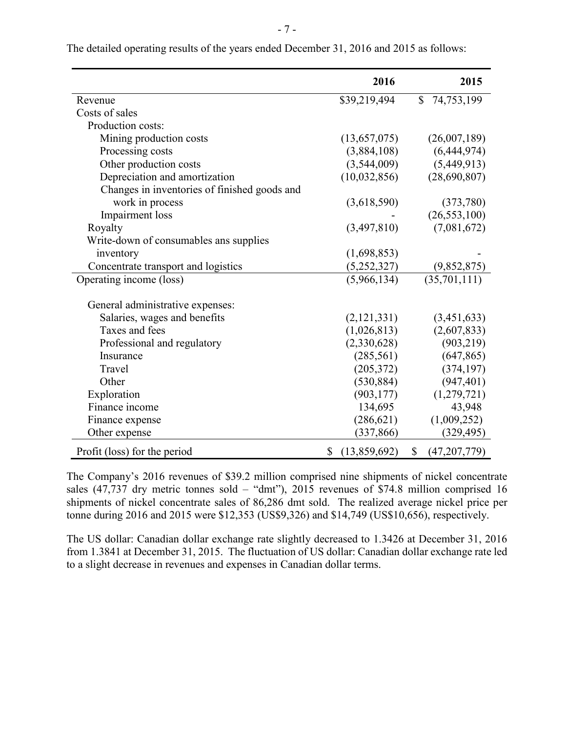The detailed operating results of the years ended December 31, 2016 and 2015 as follows:

| | 2016 | 2015 |
|---|---|---|
| Revenue | $39,219,494 | $ 74,753,199 |
| Costs of sales | | |
| Production costs: | | |
| Mining production costs | (13,657,075) | (26,007,189) |
| Processing costs | (3,884,108) | (6,444,974) |
| Other production costs | (3,544,009) | (5,449,913) |
| Depreciation and amortization | (10,032,856) | (28,690,807) |
| Changes in inventories of finished goods and work in process | (3,618,590) | (373,780) |
| Impairment loss | - | (26,553,100) |
| Royalty | (3,497,810) | (7,081,672) |
| Write-down of consumables ans supplies inventory | (1,698,853) | - |
| Concentrate transport and logistics | (5,252,327) | (9,852,875) |
| Operating income (loss) | (5,966,134) | (35,701,111) |
| General administrative expenses: | | |
| Salaries, wages and benefits | (2,121,331) | (3,451,633) |
| Taxes and fees | (1,026,813) | (2,607,833) |
| Professional and regulatory | (2,330,628) | (903,219) |
| Insurance | (285,561) | (647,865) |
| Travel | (205,372) | (374,197) |
| Other | (530,884) | (947,401) |
| Exploration | (903,177) | (1,279,721) |
| Finance income | 134,695 | 43,948 |
| Finance expense | (286,621) | (1,009,252) |
| Other expense | (337,866) | (329,495) |
| Profit (loss) for the period | $ (13,859,692) | $ (47,207,779) |

The Company's 2016 revenues of $39.2 million comprised nine shipments of nickel concentrate sales (47,737 dry metric tonnes sold – "dmt"), 2015 revenues of $74.8 million comprised 16 shipments of nickel concentrate sales of 86,286 dmt sold. The realized average nickel price per tonne during 2016 and 2015 were $12,353 (US$9,326) and $14,749 (US$10,656), respectively.

The US dollar: Canadian dollar exchange rate slightly decreased to 1.3426 at December 31, 2016 from 1.3841 at December 31, 2015. The fluctuation of US dollar: Canadian dollar exchange rate led to a slight decrease in revenues and expenses in Canadian dollar terms.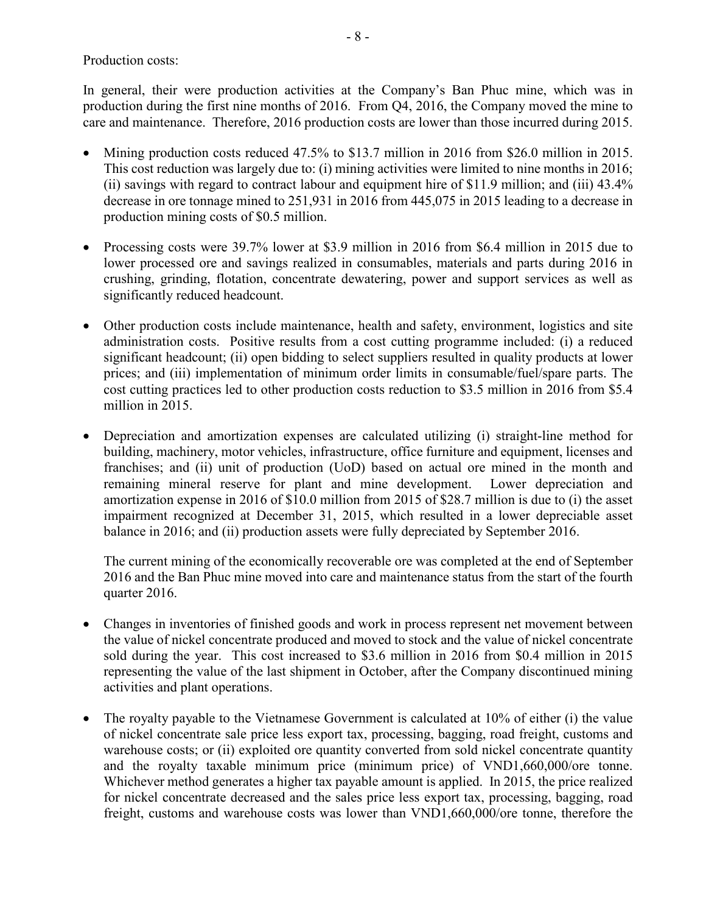Production costs:

In general, their were production activities at the Company's Ban Phuc mine, which was in production during the first nine months of 2016. From Q4, 2016, the Company moved the mine to care and maintenance. Therefore, 2016 production costs are lower than those incurred during 2015.

- Mining production costs reduced 47.5% to $13.7 million in 2016 from $26.0 million in 2015. This cost reduction was largely due to: (i) mining activities were limited to nine months in 2016; (ii) savings with regard to contract labour and equipment hire of $11.9 million; and (iii) 43.4% decrease in ore tonnage mined to 251,931 in 2016 from 445,075 in 2015 leading to a decrease in production mining costs of $0.5 million.

- Processing costs were 39.7% lower at $3.9 million in 2016 from $6.4 million in 2015 due to lower processed ore and savings realized in consumables, materials and parts during 2016 in crushing, grinding, flotation, concentrate dewatering, power and support services as well as significantly reduced headcount.

- Other production costs include maintenance, health and safety, environment, logistics and site administration costs. Positive results from a cost cutting programme included: (i) a reduced significant headcount; (ii) open bidding to select suppliers resulted in quality products at lower prices; and (iii) implementation of minimum order limits in consumable/fuel/spare parts. The cost cutting practices led to other production costs reduction to $3.5 million in 2016 from $5.4 million in 2015.

- Depreciation and amortization expenses are calculated utilizing (i) straight-line method for building, machinery, motor vehicles, infrastructure, office furniture and equipment, licenses and franchises; and (ii) unit of production (UoD) based on actual ore mined in the month and remaining mineral reserve for plant and mine development. Lower depreciation and amortization expense in 2016 of $10.0 million from 2015 of $28.7 million is due to (i) the asset impairment recognized at December 31, 2015, which resulted in a lower depreciable asset balance in 2016; and (ii) production assets were fully depreciated by September 2016.

  The current mining of the economically recoverable ore was completed at the end of September 2016 and the Ban Phuc mine moved into care and maintenance status from the start of the fourth quarter 2016.

- Changes in inventories of finished goods and work in process represent net movement between the value of nickel concentrate produced and moved to stock and the value of nickel concentrate sold during the year. This cost increased to $3.6 million in 2016 from $0.4 million in 2015 representing the value of the last shipment in October, after the Company discontinued mining activities and plant operations.

- The royalty payable to the Vietnamese Government is calculated at 10% of either (i) the value of nickel concentrate sale price less export tax, processing, bagging, road freight, customs and warehouse costs; or (ii) exploited ore quantity converted from sold nickel concentrate quantity and the royalty taxable minimum price (minimum price) of VND1,660,000/ore tonne. Whichever method generates a higher tax payable amount is applied. In 2015, the price realized for nickel concentrate decreased and the sales price less export tax, processing, bagging, road freight, customs and warehouse costs was lower than VND1,660,000/ore tonne, therefore the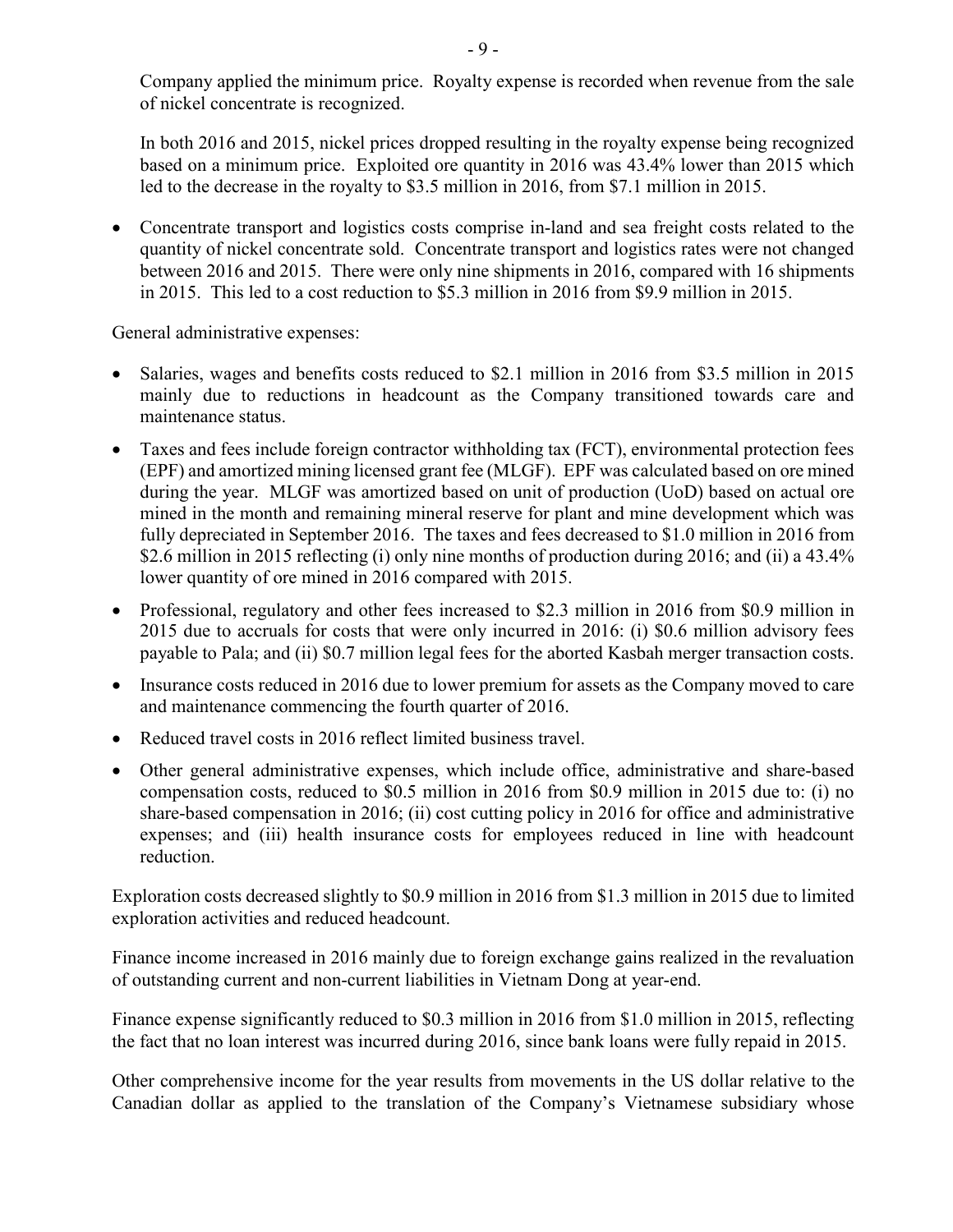Company applied the minimum price. Royalty expense is recorded when revenue from the sale of nickel concentrate is recognized.

In both 2016 and 2015, nickel prices dropped resulting in the royalty expense being recognized based on a minimum price. Exploited ore quantity in 2016 was 43.4% lower than 2015 which led to the decrease in the royalty to $3.5 million in 2016, from $7.1 million in 2015.

- Concentrate transport and logistics costs comprise in-land and sea freight costs related to the quantity of nickel concentrate sold. Concentrate transport and logistics rates were not changed between 2016 and 2015. There were only nine shipments in 2016, compared with 16 shipments in 2015. This led to a cost reduction to $5.3 million in 2016 from $9.9 million in 2015.

General administrative expenses:

- Salaries, wages and benefits costs reduced to $2.1 million in 2016 from $3.5 million in 2015 mainly due to reductions in headcount as the Company transitioned towards care and maintenance status.
- Taxes and fees include foreign contractor withholding tax (FCT), environmental protection fees (EPF) and amortized mining licensed grant fee (MLGF). EPF was calculated based on ore mined during the year. MLGF was amortized based on unit of production (UoD) based on actual ore mined in the month and remaining mineral reserve for plant and mine development which was fully depreciated in September 2016. The taxes and fees decreased to $1.0 million in 2016 from $2.6 million in 2015 reflecting (i) only nine months of production during 2016; and (ii) a 43.4% lower quantity of ore mined in 2016 compared with 2015.
- Professional, regulatory and other fees increased to $2.3 million in 2016 from $0.9 million in 2015 due to accruals for costs that were only incurred in 2016: (i) $0.6 million advisory fees payable to Pala; and (ii) $0.7 million legal fees for the aborted Kasbah merger transaction costs.
- Insurance costs reduced in 2016 due to lower premium for assets as the Company moved to care and maintenance commencing the fourth quarter of 2016.
- Reduced travel costs in 2016 reflect limited business travel.
- Other general administrative expenses, which include office, administrative and share-based compensation costs, reduced to $0.5 million in 2016 from $0.9 million in 2015 due to: (i) no share-based compensation in 2016; (ii) cost cutting policy in 2016 for office and administrative expenses; and (iii) health insurance costs for employees reduced in line with headcount reduction.

Exploration costs decreased slightly to $0.9 million in 2016 from $1.3 million in 2015 due to limited exploration activities and reduced headcount.

Finance income increased in 2016 mainly due to foreign exchange gains realized in the revaluation of outstanding current and non-current liabilities in Vietnam Dong at year-end.

Finance expense significantly reduced to $0.3 million in 2016 from $1.0 million in 2015, reflecting the fact that no loan interest was incurred during 2016, since bank loans were fully repaid in 2015.

Other comprehensive income for the year results from movements in the US dollar relative to the Canadian dollar as applied to the translation of the Company's Vietnamese subsidiary whose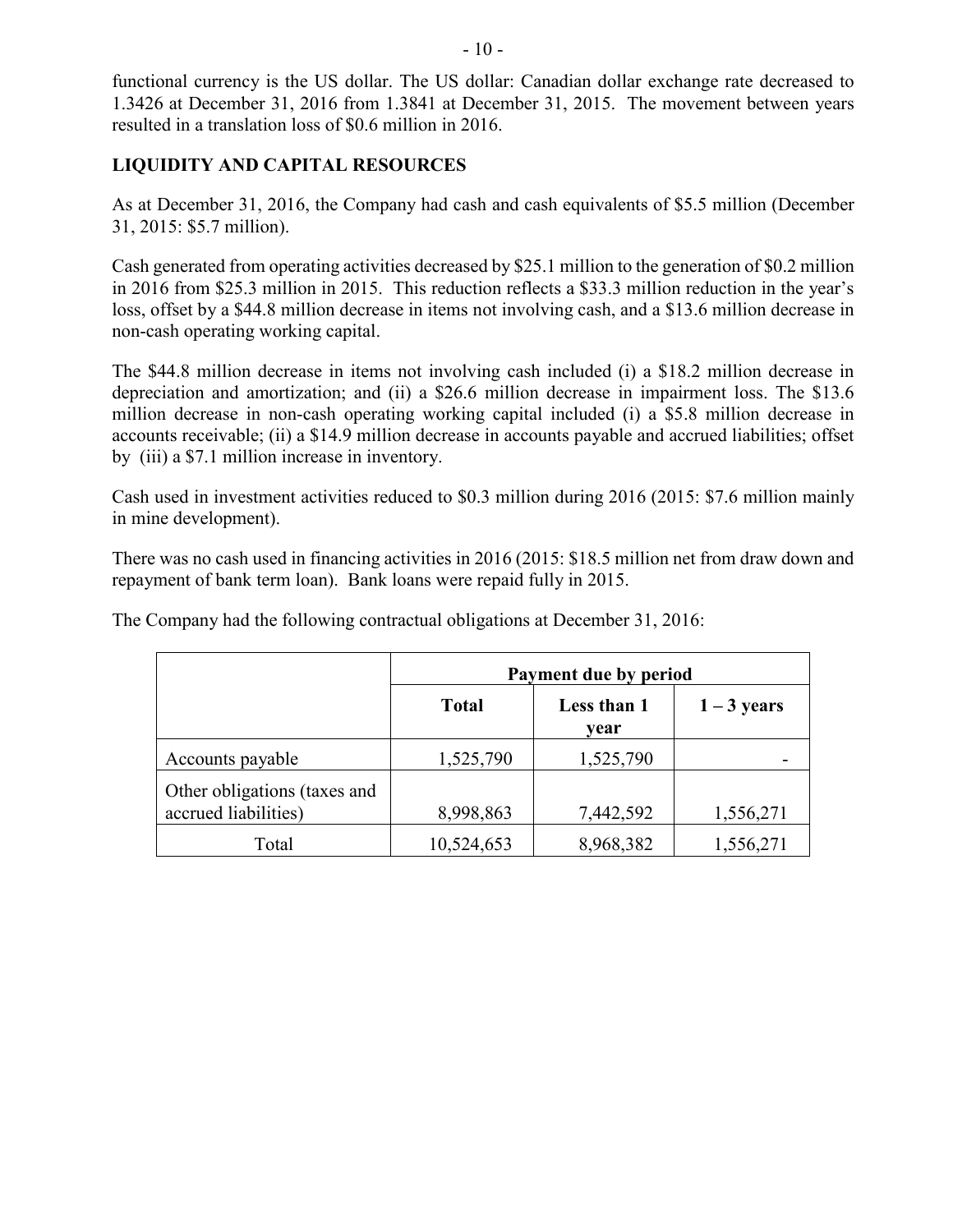functional currency is the US dollar. The US dollar: Canadian dollar exchange rate decreased to 1.3426 at December 31, 2016 from 1.3841 at December 31, 2015. The movement between years resulted in a translation loss of $0.6 million in 2016.

## LIQUIDITY AND CAPITAL RESOURCES

As at December 31, 2016, the Company had cash and cash equivalents of $5.5 million (December 31, 2015: $5.7 million).

Cash generated from operating activities decreased by $25.1 million to the generation of $0.2 million in 2016 from $25.3 million in 2015. This reduction reflects a $33.3 million reduction in the year's loss, offset by a $44.8 million decrease in items not involving cash, and a $13.6 million decrease in non-cash operating working capital.

The $44.8 million decrease in items not involving cash included (i) a $18.2 million decrease in depreciation and amortization; and (ii) a $26.6 million decrease in impairment loss. The $13.6 million decrease in non-cash operating working capital included (i) a $5.8 million decrease in accounts receivable; (ii) a $14.9 million decrease in accounts payable and accrued liabilities; offset by (iii) a $7.1 million increase in inventory.

Cash used in investment activities reduced to $0.3 million during 2016 (2015: $7.6 million mainly in mine development).

There was no cash used in financing activities in 2016 (2015: $18.5 million net from draw down and repayment of bank term loan). Bank loans were repaid fully in 2015.

The Company had the following contractual obligations at December 31, 2016:

| | Payment due by period | | |
|---|---|---|---|
| | **Total** | **Less than 1 year** | **1 – 3 years** |
| Accounts payable | 1,525,790 | 1,525,790 | - |
| Other obligations (taxes and accrued liabilities) | 8,998,863 | 7,442,592 | 1,556,271 |
| Total | 10,524,653 | 8,968,382 | 1,556,271 |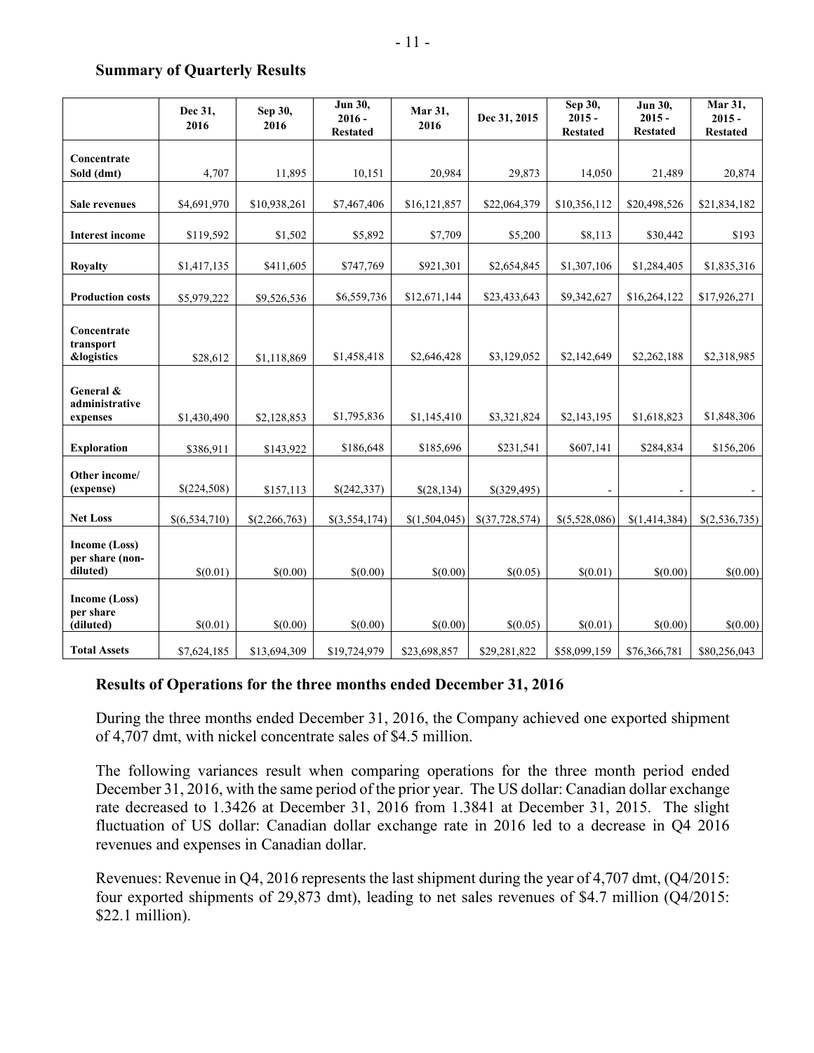## Summary of Quarterly Results

| | Dec 31, 2016 | Sep 30, 2016 | Jun 30, 2016 - Restated | Mar 31, 2016 | Dec 31, 2015 | Sep 30, 2015 - Restated | Jun 30, 2015 - Restated | Mar 31, 2015 - Restated |
|---|---|---|---|---|---|---|---|---|
| **Concentrate Sold (dmt)** | 4,707 | 11,895 | 10,151 | 20,984 | 29,873 | 14,050 | 21,489 | 20,874 |
| **Sale revenues** | $4,691,970 | $10,938,261 | $7,467,406 | $16,121,857 | $22,064,379 | $10,356,112 | $20,498,526 | $21,834,182 |
| **Interest income** | $119,592 | $1,502 | $5,892 | $7,709 | $5,200 | $8,113 | $30,442 | $193 |
| **Royalty** | $1,417,135 | $411,605 | $747,769 | $921,301 | $2,654,845 | $1,307,106 | $1,284,405 | $1,835,316 |
| **Production costs** | $5,979,222 | $9,526,536 | $6,559,736 | $12,671,144 | $23,433,643 | $9,342,627 | $16,264,122 | $17,926,271 |
| **Concentrate transport &logistics** | $28,612 | $1,118,869 | $1,458,418 | $2,646,428 | $3,129,052 | $2,142,649 | $2,262,188 | $2,318,985 |
| **General & administrative expenses** | $1,430,490 | $2,128,853 | $1,795,836 | $1,145,410 | $3,321,824 | $2,143,195 | $1,618,823 | $1,848,306 |
| **Exploration** | $386,911 | $143,922 | $186,648 | $185,696 | $231,541 | $607,141 | $284,834 | $156,206 |
| **Other income/ (expense)** | $(224,508) | $157,113 | $(242,337) | $(28,134) | $(329,495) | - | - | - |
| **Net Loss** | $(6,534,710) | $(2,266,763) | $(3,554,174) | $(1,504,045) | $(37,728,574) | $(5,528,086) | $(1,414,384) | $(2,536,735) |
| **Income (Loss) per share (non-diluted)** | $(0.01) | $(0.00) | $(0.00) | $(0.00) | $(0.05) | $(0.01) | $(0.00) | $(0.00) |
| **Income (Loss) per share (diluted)** | $(0.01) | $(0.00) | $(0.00) | $(0.00) | $(0.05) | $(0.01) | $(0.00) | $(0.00) |
| **Total Assets** | $7,624,185 | $13,694,309 | $19,724,979 | $23,698,857 | $29,281,822 | $58,099,159 | $76,366,781 | $80,256,043 |

## Results of Operations for the three months ended December 31, 2016

During the three months ended December 31, 2016, the Company achieved one exported shipment of 4,707 dmt, with nickel concentrate sales of $4.5 million.

The following variances result when comparing operations for the three month period ended December 31, 2016, with the same period of the prior year. The US dollar: Canadian dollar exchange rate decreased to 1.3426 at December 31, 2016 from 1.3841 at December 31, 2015. The slight fluctuation of US dollar: Canadian dollar exchange rate in 2016 led to a decrease in Q4 2016 revenues and expenses in Canadian dollar.

Revenues: Revenue in Q4, 2016 represents the last shipment during the year of 4,707 dmt, (Q4/2015: four exported shipments of 29,873 dmt), leading to net sales revenues of $4.7 million (Q4/2015: $22.1 million).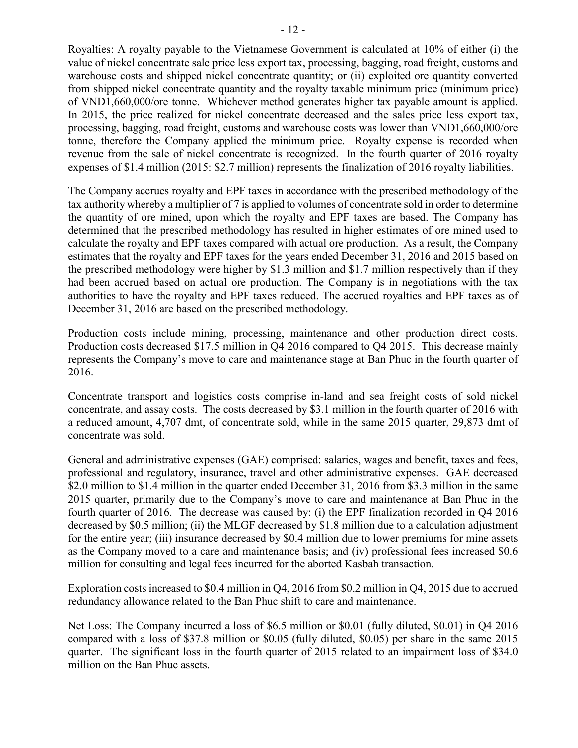Royalties: A royalty payable to the Vietnamese Government is calculated at 10% of either (i) the value of nickel concentrate sale price less export tax, processing, bagging, road freight, customs and warehouse costs and shipped nickel concentrate quantity; or (ii) exploited ore quantity converted from shipped nickel concentrate quantity and the royalty taxable minimum price (minimum price) of VND1,660,000/ore tonne. Whichever method generates higher tax payable amount is applied. In 2015, the price realized for nickel concentrate decreased and the sales price less export tax, processing, bagging, road freight, customs and warehouse costs was lower than VND1,660,000/ore tonne, therefore the Company applied the minimum price. Royalty expense is recorded when revenue from the sale of nickel concentrate is recognized. In the fourth quarter of 2016 royalty expenses of $1.4 million (2015: $2.7 million) represents the finalization of 2016 royalty liabilities.

The Company accrues royalty and EPF taxes in accordance with the prescribed methodology of the tax authority whereby a multiplier of 7 is applied to volumes of concentrate sold in order to determine the quantity of ore mined, upon which the royalty and EPF taxes are based. The Company has determined that the prescribed methodology has resulted in higher estimates of ore mined used to calculate the royalty and EPF taxes compared with actual ore production. As a result, the Company estimates that the royalty and EPF taxes for the years ended December 31, 2016 and 2015 based on the prescribed methodology were higher by $1.3 million and $1.7 million respectively than if they had been accrued based on actual ore production. The Company is in negotiations with the tax authorities to have the royalty and EPF taxes reduced. The accrued royalties and EPF taxes as of December 31, 2016 are based on the prescribed methodology.

Production costs include mining, processing, maintenance and other production direct costs. Production costs decreased $17.5 million in Q4 2016 compared to Q4 2015. This decrease mainly represents the Company's move to care and maintenance stage at Ban Phuc in the fourth quarter of 2016.

Concentrate transport and logistics costs comprise in-land and sea freight costs of sold nickel concentrate, and assay costs. The costs decreased by $3.1 million in the fourth quarter of 2016 with a reduced amount, 4,707 dmt, of concentrate sold, while in the same 2015 quarter, 29,873 dmt of concentrate was sold.

General and administrative expenses (GAE) comprised: salaries, wages and benefit, taxes and fees, professional and regulatory, insurance, travel and other administrative expenses. GAE decreased $2.0 million to $1.4 million in the quarter ended December 31, 2016 from $3.3 million in the same 2015 quarter, primarily due to the Company's move to care and maintenance at Ban Phuc in the fourth quarter of 2016. The decrease was caused by: (i) the EPF finalization recorded in Q4 2016 decreased by $0.5 million; (ii) the MLGF decreased by $1.8 million due to a calculation adjustment for the entire year; (iii) insurance decreased by $0.4 million due to lower premiums for mine assets as the Company moved to a care and maintenance basis; and (iv) professional fees increased $0.6 million for consulting and legal fees incurred for the aborted Kasbah transaction.

Exploration costs increased to $0.4 million in Q4, 2016 from $0.2 million in Q4, 2015 due to accrued redundancy allowance related to the Ban Phuc shift to care and maintenance.

Net Loss: The Company incurred a loss of $6.5 million or $0.01 (fully diluted, $0.01) in Q4 2016 compared with a loss of $37.8 million or $0.05 (fully diluted, $0.05) per share in the same 2015 quarter. The significant loss in the fourth quarter of 2015 related to an impairment loss of $34.0 million on the Ban Phuc assets.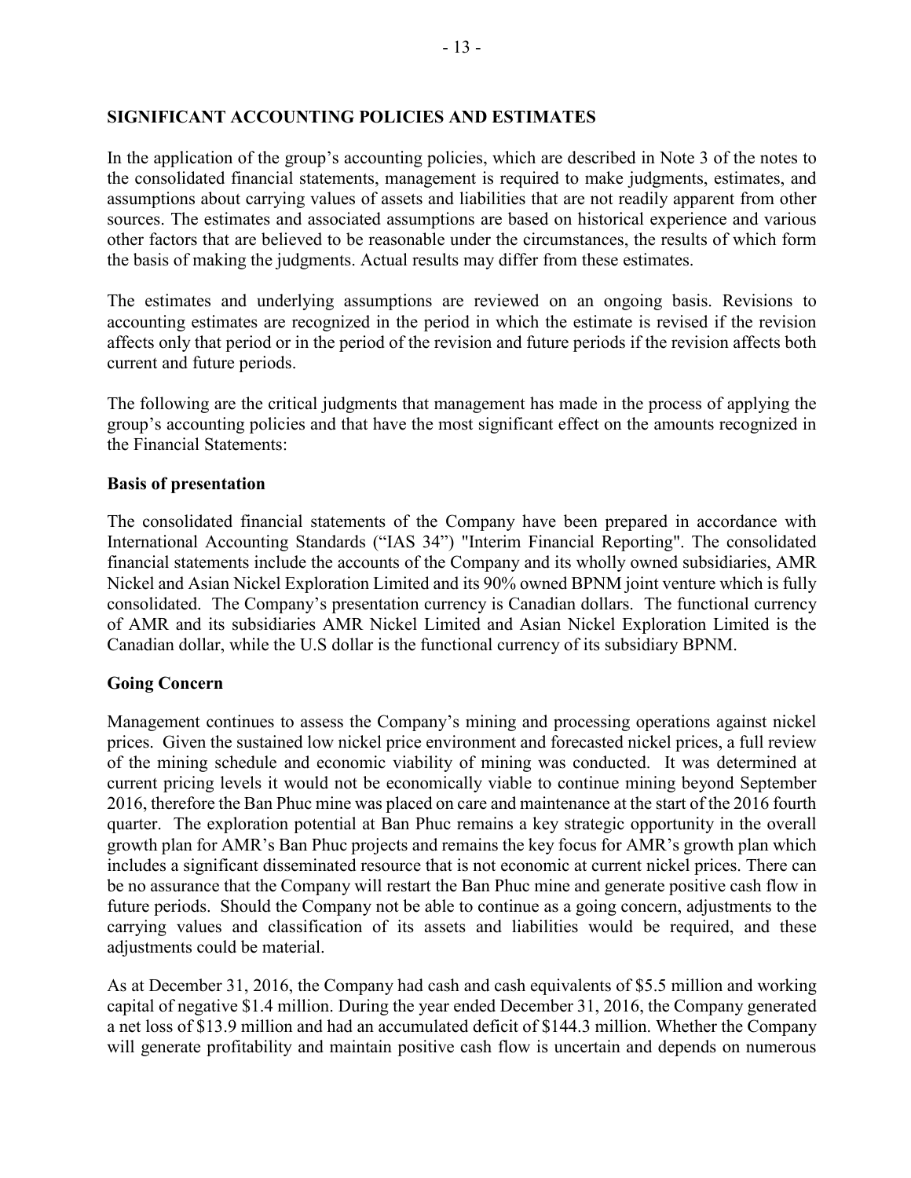## SIGNIFICANT ACCOUNTING POLICIES AND ESTIMATES

In the application of the group's accounting policies, which are described in Note 3 of the notes to the consolidated financial statements, management is required to make judgments, estimates, and assumptions about carrying values of assets and liabilities that are not readily apparent from other sources. The estimates and associated assumptions are based on historical experience and various other factors that are believed to be reasonable under the circumstances, the results of which form the basis of making the judgments. Actual results may differ from these estimates.

The estimates and underlying assumptions are reviewed on an ongoing basis. Revisions to accounting estimates are recognized in the period in which the estimate is revised if the revision affects only that period or in the period of the revision and future periods if the revision affects both current and future periods.

The following are the critical judgments that management has made in the process of applying the group's accounting policies and that have the most significant effect on the amounts recognized in the Financial Statements:

### Basis of presentation

The consolidated financial statements of the Company have been prepared in accordance with International Accounting Standards ("IAS 34") "Interim Financial Reporting". The consolidated financial statements include the accounts of the Company and its wholly owned subsidiaries, AMR Nickel and Asian Nickel Exploration Limited and its 90% owned BPNM joint venture which is fully consolidated. The Company's presentation currency is Canadian dollars. The functional currency of AMR and its subsidiaries AMR Nickel Limited and Asian Nickel Exploration Limited is the Canadian dollar, while the U.S dollar is the functional currency of its subsidiary BPNM.

### Going Concern

Management continues to assess the Company's mining and processing operations against nickel prices. Given the sustained low nickel price environment and forecasted nickel prices, a full review of the mining schedule and economic viability of mining was conducted. It was determined at current pricing levels it would not be economically viable to continue mining beyond September 2016, therefore the Ban Phuc mine was placed on care and maintenance at the start of the 2016 fourth quarter. The exploration potential at Ban Phuc remains a key strategic opportunity in the overall growth plan for AMR's Ban Phuc projects and remains the key focus for AMR's growth plan which includes a significant disseminated resource that is not economic at current nickel prices. There can be no assurance that the Company will restart the Ban Phuc mine and generate positive cash flow in future periods. Should the Company not be able to continue as a going concern, adjustments to the carrying values and classification of its assets and liabilities would be required, and these adjustments could be material.

As at December 31, 2016, the Company had cash and cash equivalents of $5.5 million and working capital of negative $1.4 million. During the year ended December 31, 2016, the Company generated a net loss of $13.9 million and had an accumulated deficit of $144.3 million. Whether the Company will generate profitability and maintain positive cash flow is uncertain and depends on numerous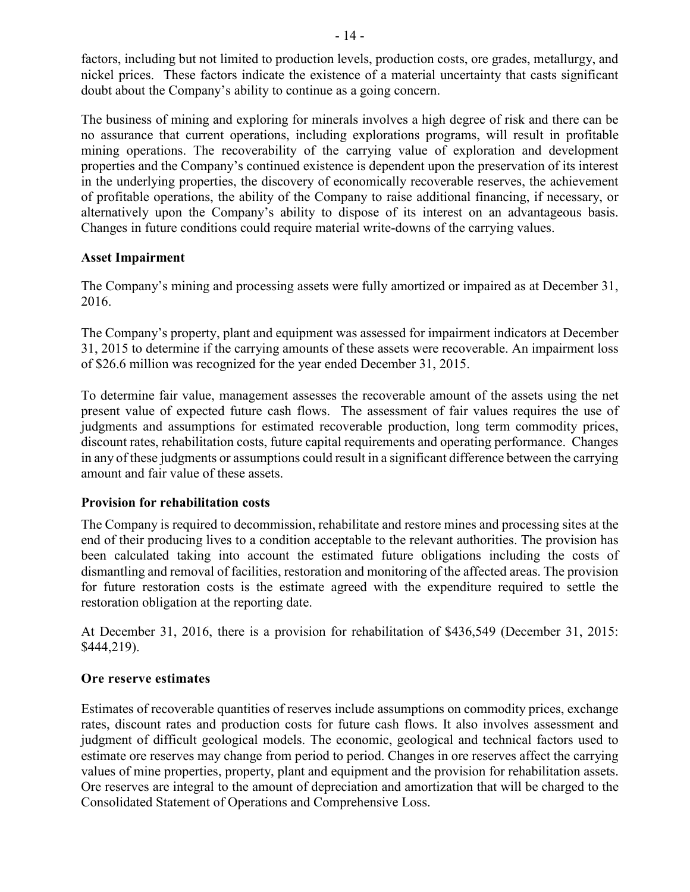factors, including but not limited to production levels, production costs, ore grades, metallurgy, and nickel prices. These factors indicate the existence of a material uncertainty that casts significant doubt about the Company's ability to continue as a going concern.

The business of mining and exploring for minerals involves a high degree of risk and there can be no assurance that current operations, including explorations programs, will result in profitable mining operations. The recoverability of the carrying value of exploration and development properties and the Company's continued existence is dependent upon the preservation of its interest in the underlying properties, the discovery of economically recoverable reserves, the achievement of profitable operations, the ability of the Company to raise additional financing, if necessary, or alternatively upon the Company's ability to dispose of its interest on an advantageous basis. Changes in future conditions could require material write-downs of the carrying values.

**Asset Impairment**

The Company's mining and processing assets were fully amortized or impaired as at December 31, 2016.

The Company's property, plant and equipment was assessed for impairment indicators at December 31, 2015 to determine if the carrying amounts of these assets were recoverable. An impairment loss of $26.6 million was recognized for the year ended December 31, 2015.

To determine fair value, management assesses the recoverable amount of the assets using the net present value of expected future cash flows. The assessment of fair values requires the use of judgments and assumptions for estimated recoverable production, long term commodity prices, discount rates, rehabilitation costs, future capital requirements and operating performance. Changes in any of these judgments or assumptions could result in a significant difference between the carrying amount and fair value of these assets.

**Provision for rehabilitation costs**

The Company is required to decommission, rehabilitate and restore mines and processing sites at the end of their producing lives to a condition acceptable to the relevant authorities. The provision has been calculated taking into account the estimated future obligations including the costs of dismantling and removal of facilities, restoration and monitoring of the affected areas. The provision for future restoration costs is the estimate agreed with the expenditure required to settle the restoration obligation at the reporting date.

At December 31, 2016, there is a provision for rehabilitation of $436,549 (December 31, 2015: $444,219).

**Ore reserve estimates**

Estimates of recoverable quantities of reserves include assumptions on commodity prices, exchange rates, discount rates and production costs for future cash flows. It also involves assessment and judgment of difficult geological models. The economic, geological and technical factors used to estimate ore reserves may change from period to period. Changes in ore reserves affect the carrying values of mine properties, property, plant and equipment and the provision for rehabilitation assets. Ore reserves are integral to the amount of depreciation and amortization that will be charged to the Consolidated Statement of Operations and Comprehensive Loss.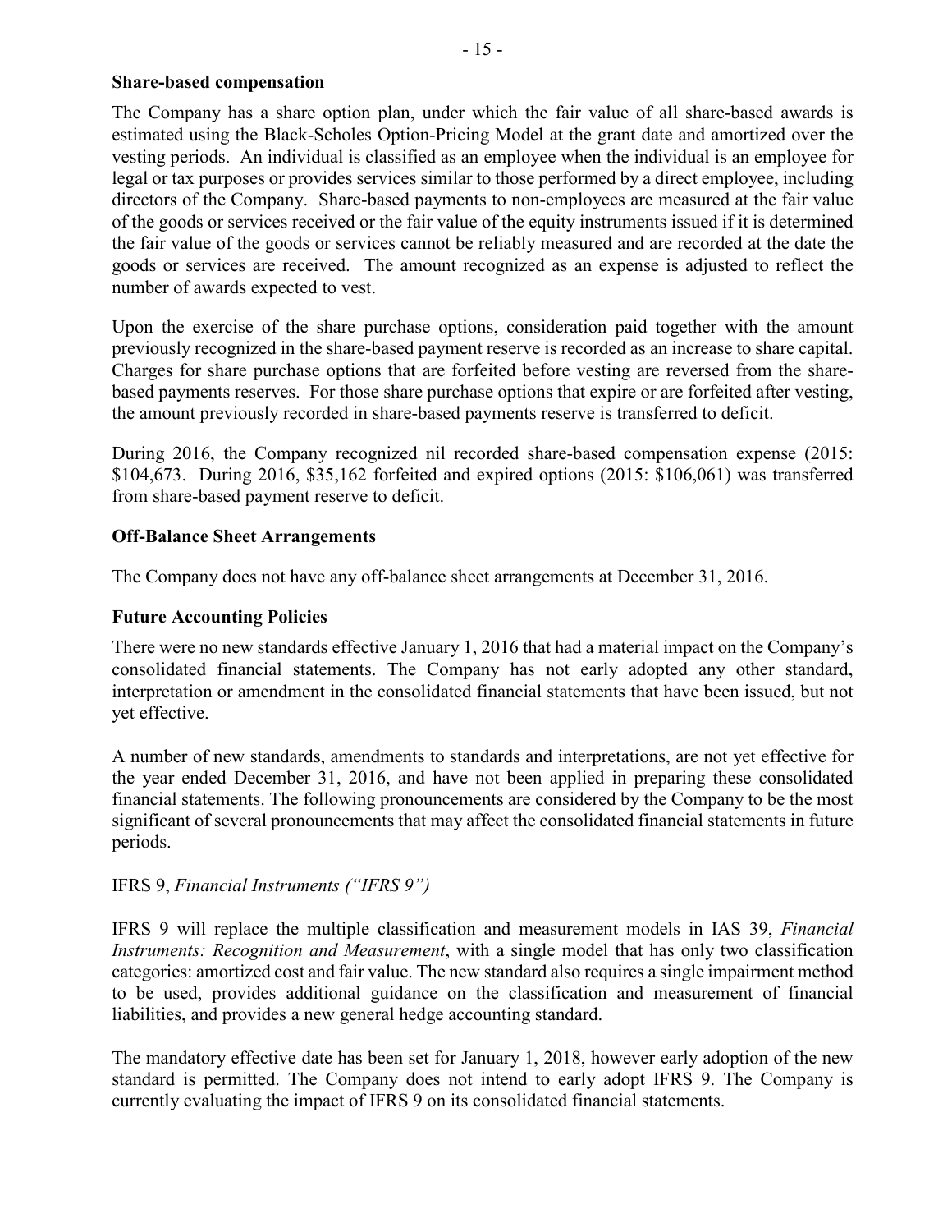**Share-based compensation**

The Company has a share option plan, under which the fair value of all share-based awards is estimated using the Black-Scholes Option-Pricing Model at the grant date and amortized over the vesting periods. An individual is classified as an employee when the individual is an employee for legal or tax purposes or provides services similar to those performed by a direct employee, including directors of the Company. Share-based payments to non-employees are measured at the fair value of the goods or services received or the fair value of the equity instruments issued if it is determined the fair value of the goods or services cannot be reliably measured and are recorded at the date the goods or services are received. The amount recognized as an expense is adjusted to reflect the number of awards expected to vest.

Upon the exercise of the share purchase options, consideration paid together with the amount previously recognized in the share-based payment reserve is recorded as an increase to share capital. Charges for share purchase options that are forfeited before vesting are reversed from the share-based payments reserves. For those share purchase options that expire or are forfeited after vesting, the amount previously recorded in share-based payments reserve is transferred to deficit.

During 2016, the Company recognized nil recorded share-based compensation expense (2015: $104,673. During 2016, $35,162 forfeited and expired options (2015: $106,061) was transferred from share-based payment reserve to deficit.

**Off-Balance Sheet Arrangements**

The Company does not have any off-balance sheet arrangements at December 31, 2016.

**Future Accounting Policies**

There were no new standards effective January 1, 2016 that had a material impact on the Company's consolidated financial statements. The Company has not early adopted any other standard, interpretation or amendment in the consolidated financial statements that have been issued, but not yet effective.

A number of new standards, amendments to standards and interpretations, are not yet effective for the year ended December 31, 2016, and have not been applied in preparing these consolidated financial statements. The following pronouncements are considered by the Company to be the most significant of several pronouncements that may affect the consolidated financial statements in future periods.

IFRS 9, *Financial Instruments ("IFRS 9")*

IFRS 9 will replace the multiple classification and measurement models in IAS 39, *Financial Instruments: Recognition and Measurement*, with a single model that has only two classification categories: amortized cost and fair value. The new standard also requires a single impairment method to be used, provides additional guidance on the classification and measurement of financial liabilities, and provides a new general hedge accounting standard.

The mandatory effective date has been set for January 1, 2018, however early adoption of the new standard is permitted. The Company does not intend to early adopt IFRS 9. The Company is currently evaluating the impact of IFRS 9 on its consolidated financial statements.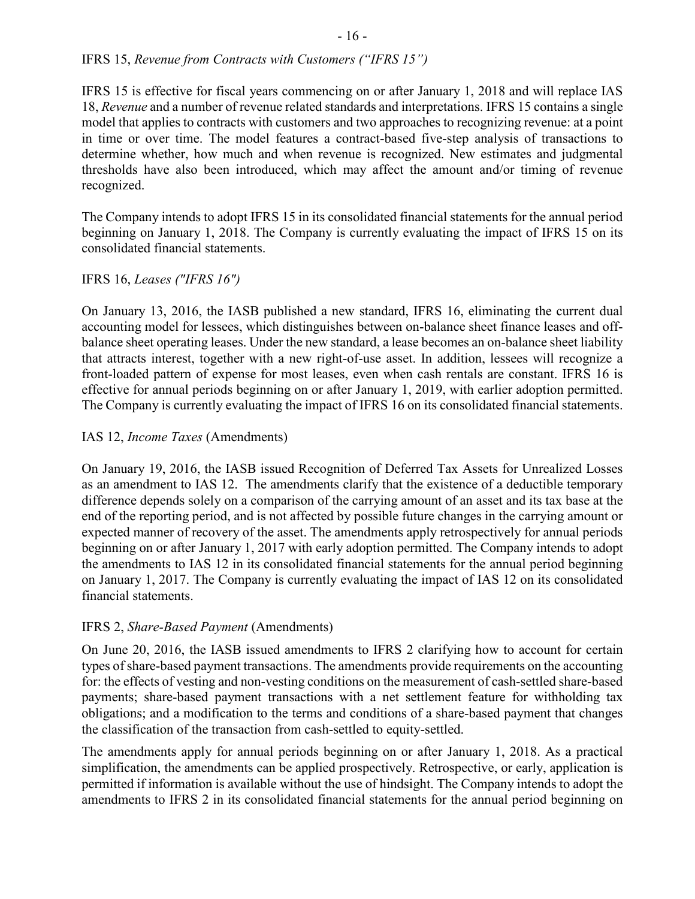IFRS 15, *Revenue from Contracts with Customers ("IFRS 15")*

IFRS 15 is effective for fiscal years commencing on or after January 1, 2018 and will replace IAS 18, *Revenue* and a number of revenue related standards and interpretations. IFRS 15 contains a single model that applies to contracts with customers and two approaches to recognizing revenue: at a point in time or over time. The model features a contract-based five-step analysis of transactions to determine whether, how much and when revenue is recognized. New estimates and judgmental thresholds have also been introduced, which may affect the amount and/or timing of revenue recognized.

The Company intends to adopt IFRS 15 in its consolidated financial statements for the annual period beginning on January 1, 2018. The Company is currently evaluating the impact of IFRS 15 on its consolidated financial statements.

IFRS 16, *Leases ("IFRS 16")*

On January 13, 2016, the IASB published a new standard, IFRS 16, eliminating the current dual accounting model for lessees, which distinguishes between on-balance sheet finance leases and off-balance sheet operating leases. Under the new standard, a lease becomes an on-balance sheet liability that attracts interest, together with a new right-of-use asset. In addition, lessees will recognize a front-loaded pattern of expense for most leases, even when cash rentals are constant. IFRS 16 is effective for annual periods beginning on or after January 1, 2019, with earlier adoption permitted. The Company is currently evaluating the impact of IFRS 16 on its consolidated financial statements.

IAS 12, *Income Taxes* (Amendments)

On January 19, 2016, the IASB issued Recognition of Deferred Tax Assets for Unrealized Losses as an amendment to IAS 12. The amendments clarify that the existence of a deductible temporary difference depends solely on a comparison of the carrying amount of an asset and its tax base at the end of the reporting period, and is not affected by possible future changes in the carrying amount or expected manner of recovery of the asset. The amendments apply retrospectively for annual periods beginning on or after January 1, 2017 with early adoption permitted. The Company intends to adopt the amendments to IAS 12 in its consolidated financial statements for the annual period beginning on January 1, 2017. The Company is currently evaluating the impact of IAS 12 on its consolidated financial statements.

IFRS 2, *Share-Based Payment* (Amendments)

On June 20, 2016, the IASB issued amendments to IFRS 2 clarifying how to account for certain types of share-based payment transactions. The amendments provide requirements on the accounting for: the effects of vesting and non-vesting conditions on the measurement of cash-settled share-based payments; share-based payment transactions with a net settlement feature for withholding tax obligations; and a modification to the terms and conditions of a share-based payment that changes the classification of the transaction from cash-settled to equity-settled.

The amendments apply for annual periods beginning on or after January 1, 2018. As a practical simplification, the amendments can be applied prospectively. Retrospective, or early, application is permitted if information is available without the use of hindsight. The Company intends to adopt the amendments to IFRS 2 in its consolidated financial statements for the annual period beginning on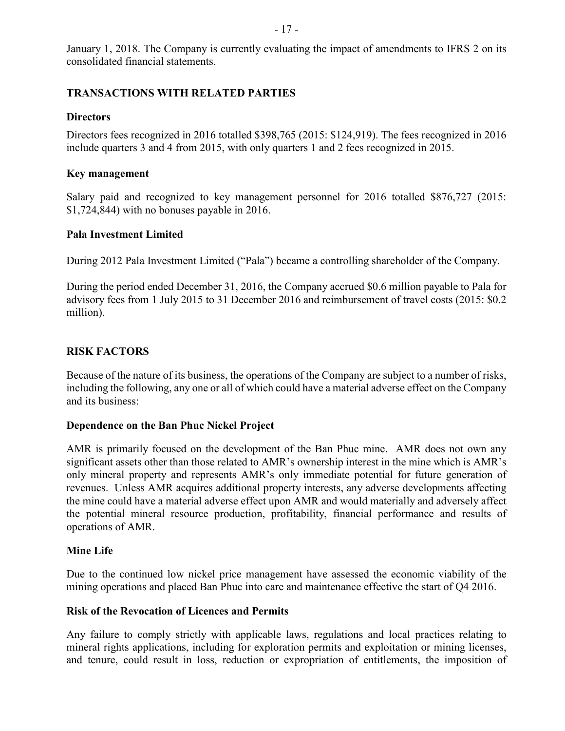January 1, 2018. The Company is currently evaluating the impact of amendments to IFRS 2 on its consolidated financial statements.

## TRANSACTIONS WITH RELATED PARTIES

### Directors

Directors fees recognized in 2016 totalled $398,765 (2015: $124,919). The fees recognized in 2016 include quarters 3 and 4 from 2015, with only quarters 1 and 2 fees recognized in 2015.

### Key management

Salary paid and recognized to key management personnel for 2016 totalled $876,727 (2015: $1,724,844) with no bonuses payable in 2016.

### Pala Investment Limited

During 2012 Pala Investment Limited ("Pala") became a controlling shareholder of the Company.

During the period ended December 31, 2016, the Company accrued $0.6 million payable to Pala for advisory fees from 1 July 2015 to 31 December 2016 and reimbursement of travel costs (2015: $0.2 million).

## RISK FACTORS

Because of the nature of its business, the operations of the Company are subject to a number of risks, including the following, any one or all of which could have a material adverse effect on the Company and its business:

### Dependence on the Ban Phuc Nickel Project

AMR is primarily focused on the development of the Ban Phuc mine. AMR does not own any significant assets other than those related to AMR's ownership interest in the mine which is AMR's only mineral property and represents AMR's only immediate potential for future generation of revenues. Unless AMR acquires additional property interests, any adverse developments affecting the mine could have a material adverse effect upon AMR and would materially and adversely affect the potential mineral resource production, profitability, financial performance and results of operations of AMR.

### Mine Life

Due to the continued low nickel price management have assessed the economic viability of the mining operations and placed Ban Phuc into care and maintenance effective the start of Q4 2016.

### Risk of the Revocation of Licences and Permits

Any failure to comply strictly with applicable laws, regulations and local practices relating to mineral rights applications, including for exploration permits and exploitation or mining licenses, and tenure, could result in loss, reduction or expropriation of entitlements, the imposition of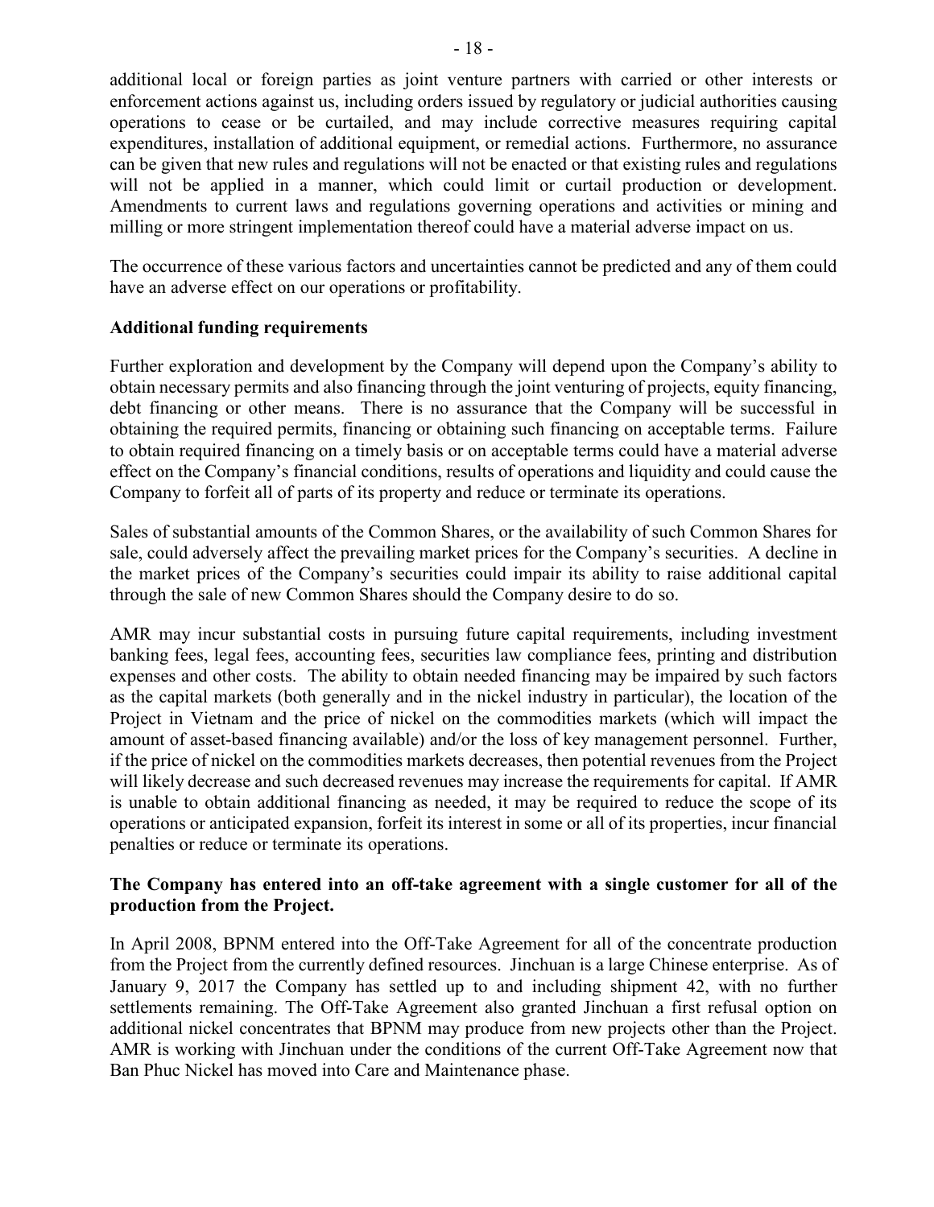additional local or foreign parties as joint venture partners with carried or other interests or enforcement actions against us, including orders issued by regulatory or judicial authorities causing operations to cease or be curtailed, and may include corrective measures requiring capital expenditures, installation of additional equipment, or remedial actions. Furthermore, no assurance can be given that new rules and regulations will not be enacted or that existing rules and regulations will not be applied in a manner, which could limit or curtail production or development. Amendments to current laws and regulations governing operations and activities or mining and milling or more stringent implementation thereof could have a material adverse impact on us.

The occurrence of these various factors and uncertainties cannot be predicted and any of them could have an adverse effect on our operations or profitability.

**Additional funding requirements**

Further exploration and development by the Company will depend upon the Company's ability to obtain necessary permits and also financing through the joint venturing of projects, equity financing, debt financing or other means. There is no assurance that the Company will be successful in obtaining the required permits, financing or obtaining such financing on acceptable terms. Failure to obtain required financing on a timely basis or on acceptable terms could have a material adverse effect on the Company's financial conditions, results of operations and liquidity and could cause the Company to forfeit all of parts of its property and reduce or terminate its operations.

Sales of substantial amounts of the Common Shares, or the availability of such Common Shares for sale, could adversely affect the prevailing market prices for the Company's securities. A decline in the market prices of the Company's securities could impair its ability to raise additional capital through the sale of new Common Shares should the Company desire to do so.

AMR may incur substantial costs in pursuing future capital requirements, including investment banking fees, legal fees, accounting fees, securities law compliance fees, printing and distribution expenses and other costs. The ability to obtain needed financing may be impaired by such factors as the capital markets (both generally and in the nickel industry in particular), the location of the Project in Vietnam and the price of nickel on the commodities markets (which will impact the amount of asset-based financing available) and/or the loss of key management personnel. Further, if the price of nickel on the commodities markets decreases, then potential revenues from the Project will likely decrease and such decreased revenues may increase the requirements for capital. If AMR is unable to obtain additional financing as needed, it may be required to reduce the scope of its operations or anticipated expansion, forfeit its interest in some or all of its properties, incur financial penalties or reduce or terminate its operations.

**The Company has entered into an off-take agreement with a single customer for all of the production from the Project.**

In April 2008, BPNM entered into the Off-Take Agreement for all of the concentrate production from the Project from the currently defined resources. Jinchuan is a large Chinese enterprise. As of January 9, 2017 the Company has settled up to and including shipment 42, with no further settlements remaining. The Off-Take Agreement also granted Jinchuan a first refusal option on additional nickel concentrates that BPNM may produce from new projects other than the Project. AMR is working with Jinchuan under the conditions of the current Off-Take Agreement now that Ban Phuc Nickel has moved into Care and Maintenance phase.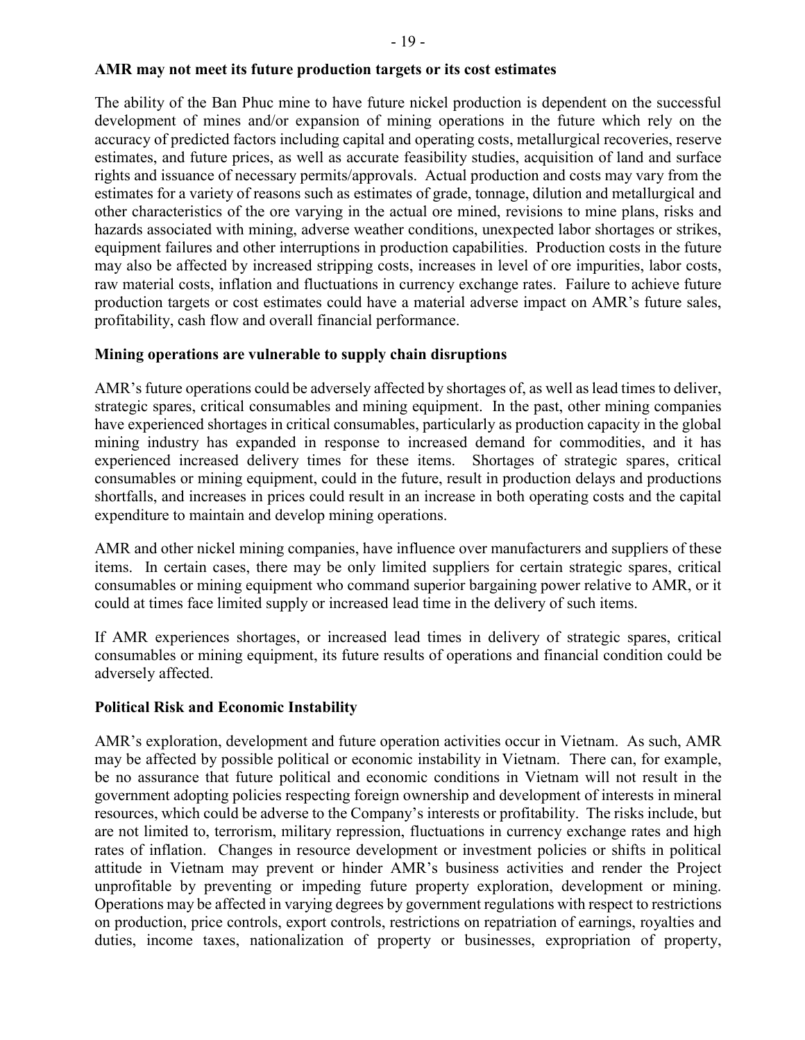**AMR may not meet its future production targets or its cost estimates**

The ability of the Ban Phuc mine to have future nickel production is dependent on the successful development of mines and/or expansion of mining operations in the future which rely on the accuracy of predicted factors including capital and operating costs, metallurgical recoveries, reserve estimates, and future prices, as well as accurate feasibility studies, acquisition of land and surface rights and issuance of necessary permits/approvals. Actual production and costs may vary from the estimates for a variety of reasons such as estimates of grade, tonnage, dilution and metallurgical and other characteristics of the ore varying in the actual ore mined, revisions to mine plans, risks and hazards associated with mining, adverse weather conditions, unexpected labor shortages or strikes, equipment failures and other interruptions in production capabilities. Production costs in the future may also be affected by increased stripping costs, increases in level of ore impurities, labor costs, raw material costs, inflation and fluctuations in currency exchange rates. Failure to achieve future production targets or cost estimates could have a material adverse impact on AMR's future sales, profitability, cash flow and overall financial performance.

**Mining operations are vulnerable to supply chain disruptions**

AMR's future operations could be adversely affected by shortages of, as well as lead times to deliver, strategic spares, critical consumables and mining equipment. In the past, other mining companies have experienced shortages in critical consumables, particularly as production capacity in the global mining industry has expanded in response to increased demand for commodities, and it has experienced increased delivery times for these items. Shortages of strategic spares, critical consumables or mining equipment, could in the future, result in production delays and productions shortfalls, and increases in prices could result in an increase in both operating costs and the capital expenditure to maintain and develop mining operations.

AMR and other nickel mining companies, have influence over manufacturers and suppliers of these items. In certain cases, there may be only limited suppliers for certain strategic spares, critical consumables or mining equipment who command superior bargaining power relative to AMR, or it could at times face limited supply or increased lead time in the delivery of such items.

If AMR experiences shortages, or increased lead times in delivery of strategic spares, critical consumables or mining equipment, its future results of operations and financial condition could be adversely affected.

**Political Risk and Economic Instability**

AMR's exploration, development and future operation activities occur in Vietnam. As such, AMR may be affected by possible political or economic instability in Vietnam. There can, for example, be no assurance that future political and economic conditions in Vietnam will not result in the government adopting policies respecting foreign ownership and development of interests in mineral resources, which could be adverse to the Company's interests or profitability. The risks include, but are not limited to, terrorism, military repression, fluctuations in currency exchange rates and high rates of inflation. Changes in resource development or investment policies or shifts in political attitude in Vietnam may prevent or hinder AMR's business activities and render the Project unprofitable by preventing or impeding future property exploration, development or mining. Operations may be affected in varying degrees by government regulations with respect to restrictions on production, price controls, export controls, restrictions on repatriation of earnings, royalties and duties, income taxes, nationalization of property or businesses, expropriation of property,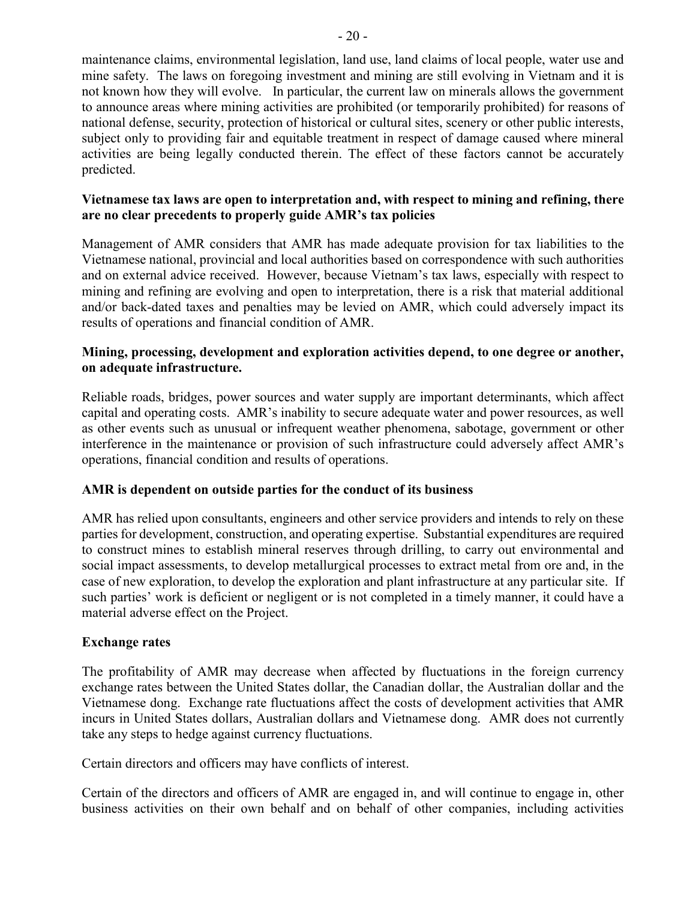maintenance claims, environmental legislation, land use, land claims of local people, water use and mine safety. The laws on foregoing investment and mining are still evolving in Vietnam and it is not known how they will evolve. In particular, the current law on minerals allows the government to announce areas where mining activities are prohibited (or temporarily prohibited) for reasons of national defense, security, protection of historical or cultural sites, scenery or other public interests, subject only to providing fair and equitable treatment in respect of damage caused where mineral activities are being legally conducted therein. The effect of these factors cannot be accurately predicted.

**Vietnamese tax laws are open to interpretation and, with respect to mining and refining, there are no clear precedents to properly guide AMR's tax policies**

Management of AMR considers that AMR has made adequate provision for tax liabilities to the Vietnamese national, provincial and local authorities based on correspondence with such authorities and on external advice received. However, because Vietnam's tax laws, especially with respect to mining and refining are evolving and open to interpretation, there is a risk that material additional and/or back-dated taxes and penalties may be levied on AMR, which could adversely impact its results of operations and financial condition of AMR.

**Mining, processing, development and exploration activities depend, to one degree or another, on adequate infrastructure.**

Reliable roads, bridges, power sources and water supply are important determinants, which affect capital and operating costs. AMR's inability to secure adequate water and power resources, as well as other events such as unusual or infrequent weather phenomena, sabotage, government or other interference in the maintenance or provision of such infrastructure could adversely affect AMR's operations, financial condition and results of operations.

**AMR is dependent on outside parties for the conduct of its business**

AMR has relied upon consultants, engineers and other service providers and intends to rely on these parties for development, construction, and operating expertise. Substantial expenditures are required to construct mines to establish mineral reserves through drilling, to carry out environmental and social impact assessments, to develop metallurgical processes to extract metal from ore and, in the case of new exploration, to develop the exploration and plant infrastructure at any particular site. If such parties' work is deficient or negligent or is not completed in a timely manner, it could have a material adverse effect on the Project.

**Exchange rates**

The profitability of AMR may decrease when affected by fluctuations in the foreign currency exchange rates between the United States dollar, the Canadian dollar, the Australian dollar and the Vietnamese dong. Exchange rate fluctuations affect the costs of development activities that AMR incurs in United States dollars, Australian dollars and Vietnamese dong. AMR does not currently take any steps to hedge against currency fluctuations.

Certain directors and officers may have conflicts of interest.

Certain of the directors and officers of AMR are engaged in, and will continue to engage in, other business activities on their own behalf and on behalf of other companies, including activities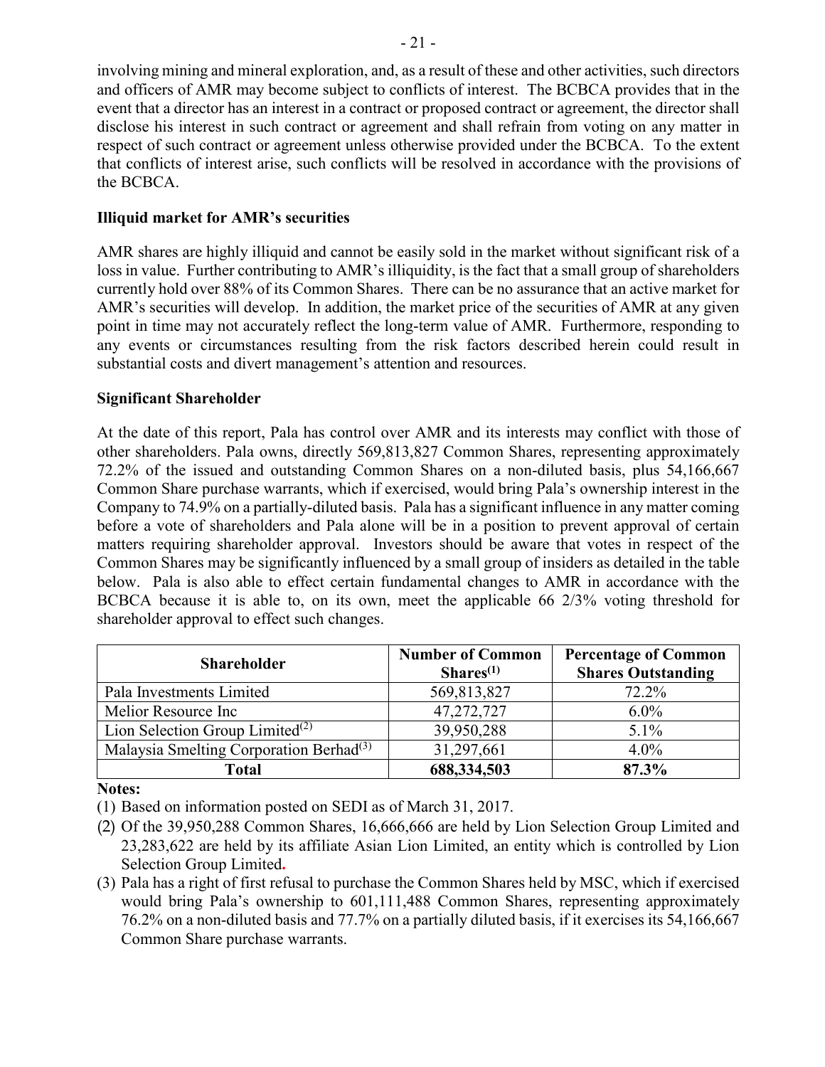involving mining and mineral exploration, and, as a result of these and other activities, such directors and officers of AMR may become subject to conflicts of interest. The BCBCA provides that in the event that a director has an interest in a contract or proposed contract or agreement, the director shall disclose his interest in such contract or agreement and shall refrain from voting on any matter in respect of such contract or agreement unless otherwise provided under the BCBCA. To the extent that conflicts of interest arise, such conflicts will be resolved in accordance with the provisions of the BCBCA.

**Illiquid market for AMR's securities**

AMR shares are highly illiquid and cannot be easily sold in the market without significant risk of a loss in value. Further contributing to AMR's illiquidity, is the fact that a small group of shareholders currently hold over 88% of its Common Shares. There can be no assurance that an active market for AMR's securities will develop. In addition, the market price of the securities of AMR at any given point in time may not accurately reflect the long-term value of AMR. Furthermore, responding to any events or circumstances resulting from the risk factors described herein could result in substantial costs and divert management's attention and resources.

**Significant Shareholder**

At the date of this report, Pala has control over AMR and its interests may conflict with those of other shareholders. Pala owns, directly 569,813,827 Common Shares, representing approximately 72.2% of the issued and outstanding Common Shares on a non-diluted basis, plus 54,166,667 Common Share purchase warrants, which if exercised, would bring Pala's ownership interest in the Company to 74.9% on a partially-diluted basis. Pala has a significant influence in any matter coming before a vote of shareholders and Pala alone will be in a position to prevent approval of certain matters requiring shareholder approval. Investors should be aware that votes in respect of the Common Shares may be significantly influenced by a small group of insiders as detailed in the table below. Pala is also able to effect certain fundamental changes to AMR in accordance with the BCBCA because it is able to, on its own, meet the applicable 66 2/3% voting threshold for shareholder approval to effect such changes.

| Shareholder | Number of Common Shares(1) | Percentage of Common Shares Outstanding |
|---|---|---|
| Pala Investments Limited | 569,813,827 | 72.2% |
| Melior Resource Inc | 47,272,727 | 6.0% |
| Lion Selection Group Limited(2) | 39,950,288 | 5.1% |
| Malaysia Smelting Corporation Berhad(3) | 31,297,661 | 4.0% |
| **Total** | **688,334,503** | **87.3%** |

**Notes:**

(1) Based on information posted on SEDI as of March 31, 2017.

(2) Of the 39,950,288 Common Shares, 16,666,666 are held by Lion Selection Group Limited and 23,283,622 are held by its affiliate Asian Lion Limited, an entity which is controlled by Lion Selection Group Limited.

(3) Pala has a right of first refusal to purchase the Common Shares held by MSC, which if exercised would bring Pala's ownership to 601,111,488 Common Shares, representing approximately 76.2% on a non-diluted basis and 77.7% on a partially diluted basis, if it exercises its 54,166,667 Common Share purchase warrants.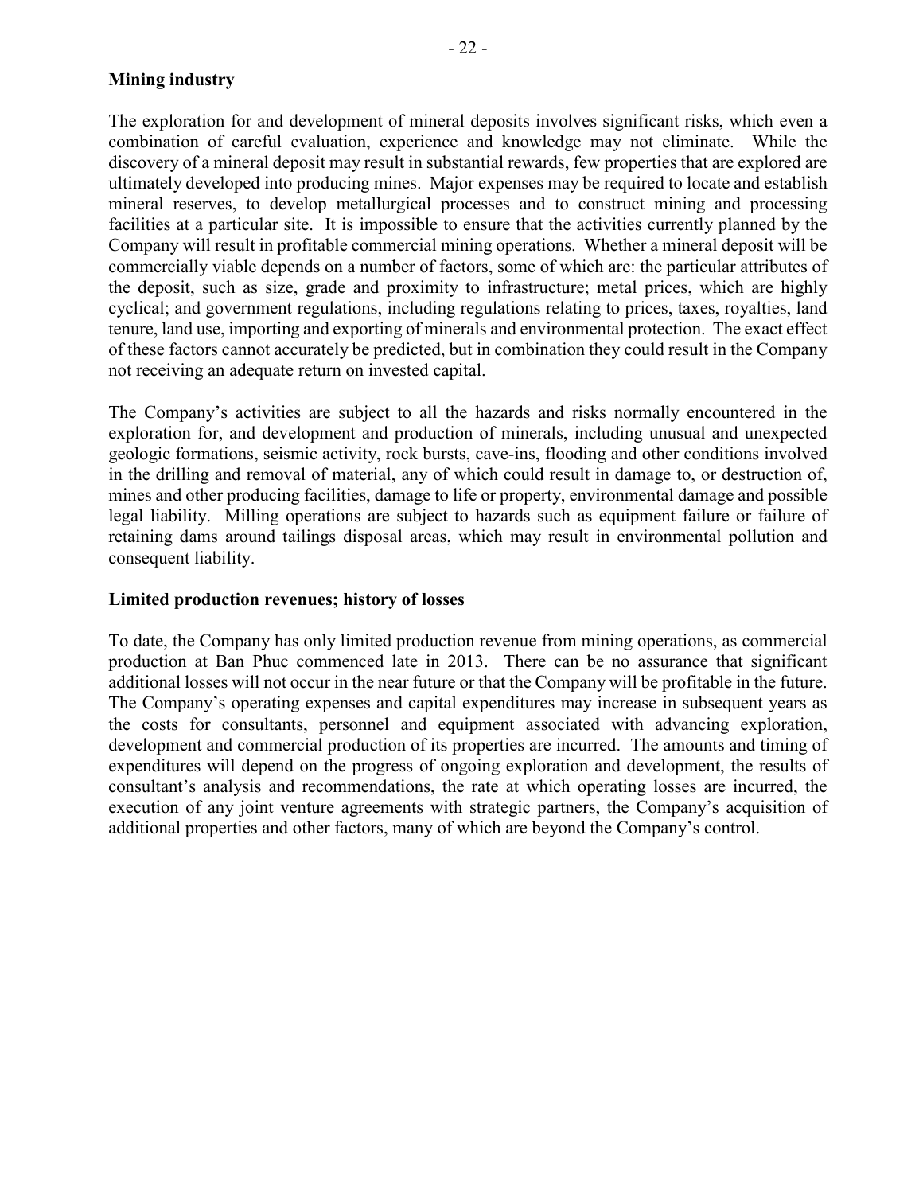**Mining industry**

The exploration for and development of mineral deposits involves significant risks, which even a combination of careful evaluation, experience and knowledge may not eliminate. While the discovery of a mineral deposit may result in substantial rewards, few properties that are explored are ultimately developed into producing mines. Major expenses may be required to locate and establish mineral reserves, to develop metallurgical processes and to construct mining and processing facilities at a particular site. It is impossible to ensure that the activities currently planned by the Company will result in profitable commercial mining operations. Whether a mineral deposit will be commercially viable depends on a number of factors, some of which are: the particular attributes of the deposit, such as size, grade and proximity to infrastructure; metal prices, which are highly cyclical; and government regulations, including regulations relating to prices, taxes, royalties, land tenure, land use, importing and exporting of minerals and environmental protection. The exact effect of these factors cannot accurately be predicted, but in combination they could result in the Company not receiving an adequate return on invested capital.

The Company's activities are subject to all the hazards and risks normally encountered in the exploration for, and development and production of minerals, including unusual and unexpected geologic formations, seismic activity, rock bursts, cave-ins, flooding and other conditions involved in the drilling and removal of material, any of which could result in damage to, or destruction of, mines and other producing facilities, damage to life or property, environmental damage and possible legal liability. Milling operations are subject to hazards such as equipment failure or failure of retaining dams around tailings disposal areas, which may result in environmental pollution and consequent liability.

**Limited production revenues; history of losses**

To date, the Company has only limited production revenue from mining operations, as commercial production at Ban Phuc commenced late in 2013. There can be no assurance that significant additional losses will not occur in the near future or that the Company will be profitable in the future. The Company's operating expenses and capital expenditures may increase in subsequent years as the costs for consultants, personnel and equipment associated with advancing exploration, development and commercial production of its properties are incurred. The amounts and timing of expenditures will depend on the progress of ongoing exploration and development, the results of consultant's analysis and recommendations, the rate at which operating losses are incurred, the execution of any joint venture agreements with strategic partners, the Company's acquisition of additional properties and other factors, many of which are beyond the Company's control.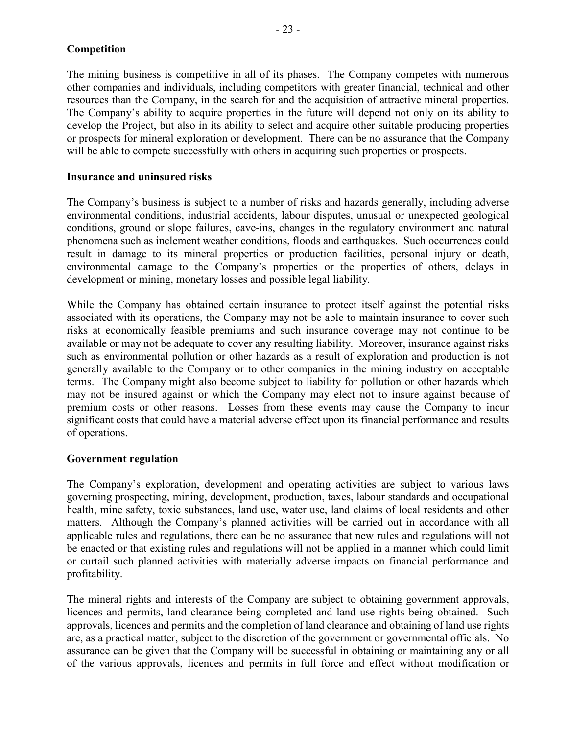**Competition**

The mining business is competitive in all of its phases. The Company competes with numerous other companies and individuals, including competitors with greater financial, technical and other resources than the Company, in the search for and the acquisition of attractive mineral properties. The Company's ability to acquire properties in the future will depend not only on its ability to develop the Project, but also in its ability to select and acquire other suitable producing properties or prospects for mineral exploration or development. There can be no assurance that the Company will be able to compete successfully with others in acquiring such properties or prospects.

**Insurance and uninsured risks**

The Company's business is subject to a number of risks and hazards generally, including adverse environmental conditions, industrial accidents, labour disputes, unusual or unexpected geological conditions, ground or slope failures, cave-ins, changes in the regulatory environment and natural phenomena such as inclement weather conditions, floods and earthquakes. Such occurrences could result in damage to its mineral properties or production facilities, personal injury or death, environmental damage to the Company's properties or the properties of others, delays in development or mining, monetary losses and possible legal liability.

While the Company has obtained certain insurance to protect itself against the potential risks associated with its operations, the Company may not be able to maintain insurance to cover such risks at economically feasible premiums and such insurance coverage may not continue to be available or may not be adequate to cover any resulting liability. Moreover, insurance against risks such as environmental pollution or other hazards as a result of exploration and production is not generally available to the Company or to other companies in the mining industry on acceptable terms. The Company might also become subject to liability for pollution or other hazards which may not be insured against or which the Company may elect not to insure against because of premium costs or other reasons. Losses from these events may cause the Company to incur significant costs that could have a material adverse effect upon its financial performance and results of operations.

**Government regulation**

The Company's exploration, development and operating activities are subject to various laws governing prospecting, mining, development, production, taxes, labour standards and occupational health, mine safety, toxic substances, land use, water use, land claims of local residents and other matters. Although the Company's planned activities will be carried out in accordance with all applicable rules and regulations, there can be no assurance that new rules and regulations will not be enacted or that existing rules and regulations will not be applied in a manner which could limit or curtail such planned activities with materially adverse impacts on financial performance and profitability.

The mineral rights and interests of the Company are subject to obtaining government approvals, licences and permits, land clearance being completed and land use rights being obtained. Such approvals, licences and permits and the completion of land clearance and obtaining of land use rights are, as a practical matter, subject to the discretion of the government or governmental officials. No assurance can be given that the Company will be successful in obtaining or maintaining any or all of the various approvals, licences and permits in full force and effect without modification or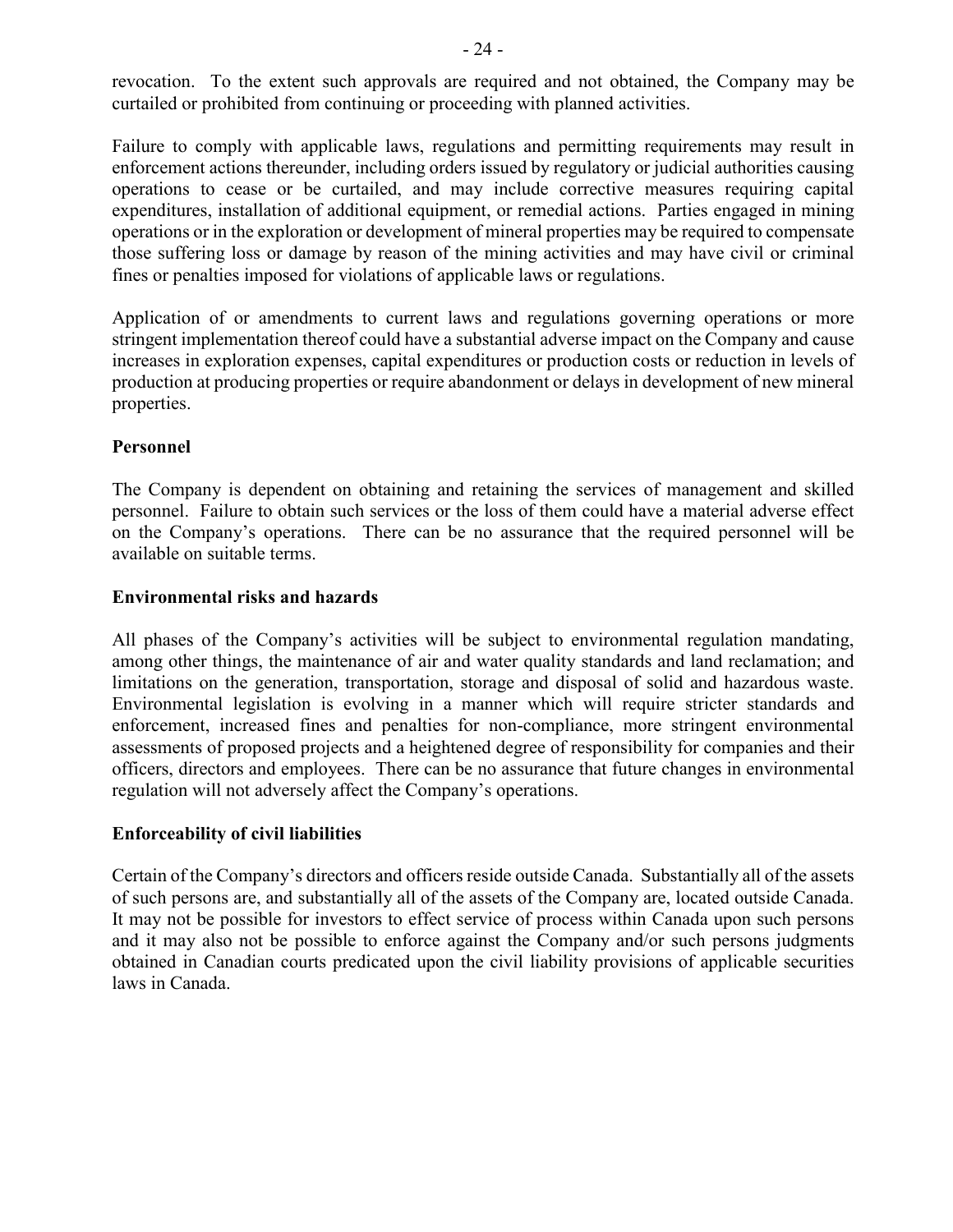revocation. To the extent such approvals are required and not obtained, the Company may be curtailed or prohibited from continuing or proceeding with planned activities.

Failure to comply with applicable laws, regulations and permitting requirements may result in enforcement actions thereunder, including orders issued by regulatory or judicial authorities causing operations to cease or be curtailed, and may include corrective measures requiring capital expenditures, installation of additional equipment, or remedial actions. Parties engaged in mining operations or in the exploration or development of mineral properties may be required to compensate those suffering loss or damage by reason of the mining activities and may have civil or criminal fines or penalties imposed for violations of applicable laws or regulations.

Application of or amendments to current laws and regulations governing operations or more stringent implementation thereof could have a substantial adverse impact on the Company and cause increases in exploration expenses, capital expenditures or production costs or reduction in levels of production at producing properties or require abandonment or delays in development of new mineral properties.

**Personnel**

The Company is dependent on obtaining and retaining the services of management and skilled personnel. Failure to obtain such services or the loss of them could have a material adverse effect on the Company's operations. There can be no assurance that the required personnel will be available on suitable terms.

**Environmental risks and hazards**

All phases of the Company's activities will be subject to environmental regulation mandating, among other things, the maintenance of air and water quality standards and land reclamation; and limitations on the generation, transportation, storage and disposal of solid and hazardous waste. Environmental legislation is evolving in a manner which will require stricter standards and enforcement, increased fines and penalties for non-compliance, more stringent environmental assessments of proposed projects and a heightened degree of responsibility for companies and their officers, directors and employees. There can be no assurance that future changes in environmental regulation will not adversely affect the Company's operations.

**Enforceability of civil liabilities**

Certain of the Company's directors and officers reside outside Canada. Substantially all of the assets of such persons are, and substantially all of the assets of the Company are, located outside Canada. It may not be possible for investors to effect service of process within Canada upon such persons and it may also not be possible to enforce against the Company and/or such persons judgments obtained in Canadian courts predicated upon the civil liability provisions of applicable securities laws in Canada.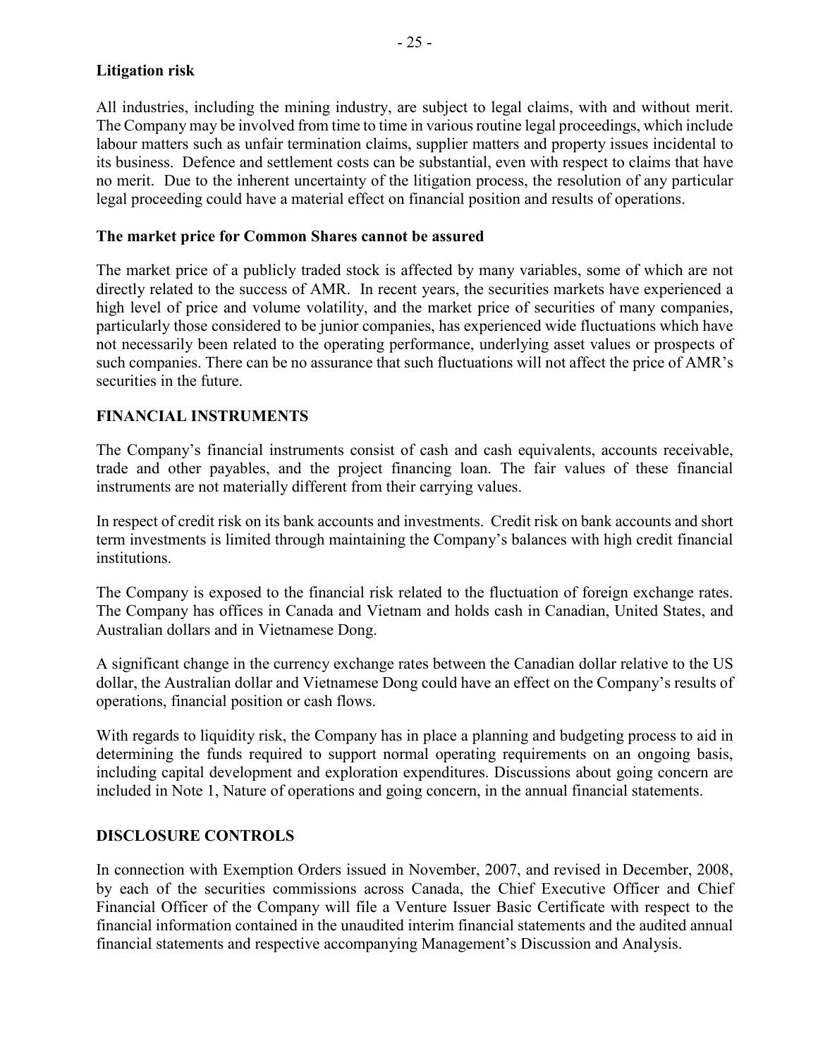**Litigation risk**

All industries, including the mining industry, are subject to legal claims, with and without merit. The Company may be involved from time to time in various routine legal proceedings, which include labour matters such as unfair termination claims, supplier matters and property issues incidental to its business. Defence and settlement costs can be substantial, even with respect to claims that have no merit. Due to the inherent uncertainty of the litigation process, the resolution of any particular legal proceeding could have a material effect on financial position and results of operations.

**The market price for Common Shares cannot be assured**

The market price of a publicly traded stock is affected by many variables, some of which are not directly related to the success of AMR. In recent years, the securities markets have experienced a high level of price and volume volatility, and the market price of securities of many companies, particularly those considered to be junior companies, has experienced wide fluctuations which have not necessarily been related to the operating performance, underlying asset values or prospects of such companies. There can be no assurance that such fluctuations will not affect the price of AMR's securities in the future.

## FINANCIAL INSTRUMENTS

The Company's financial instruments consist of cash and cash equivalents, accounts receivable, trade and other payables, and the project financing loan. The fair values of these financial instruments are not materially different from their carrying values.

In respect of credit risk on its bank accounts and investments. Credit risk on bank accounts and short term investments is limited through maintaining the Company's balances with high credit financial institutions.

The Company is exposed to the financial risk related to the fluctuation of foreign exchange rates. The Company has offices in Canada and Vietnam and holds cash in Canadian, United States, and Australian dollars and in Vietnamese Dong.

A significant change in the currency exchange rates between the Canadian dollar relative to the US dollar, the Australian dollar and Vietnamese Dong could have an effect on the Company's results of operations, financial position or cash flows.

With regards to liquidity risk, the Company has in place a planning and budgeting process to aid in determining the funds required to support normal operating requirements on an ongoing basis, including capital development and exploration expenditures. Discussions about going concern are included in Note 1, Nature of operations and going concern, in the annual financial statements.

## DISCLOSURE CONTROLS

In connection with Exemption Orders issued in November, 2007, and revised in December, 2008, by each of the securities commissions across Canada, the Chief Executive Officer and Chief Financial Officer of the Company will file a Venture Issuer Basic Certificate with respect to the financial information contained in the unaudited interim financial statements and the audited annual financial statements and respective accompanying Management's Discussion and Analysis.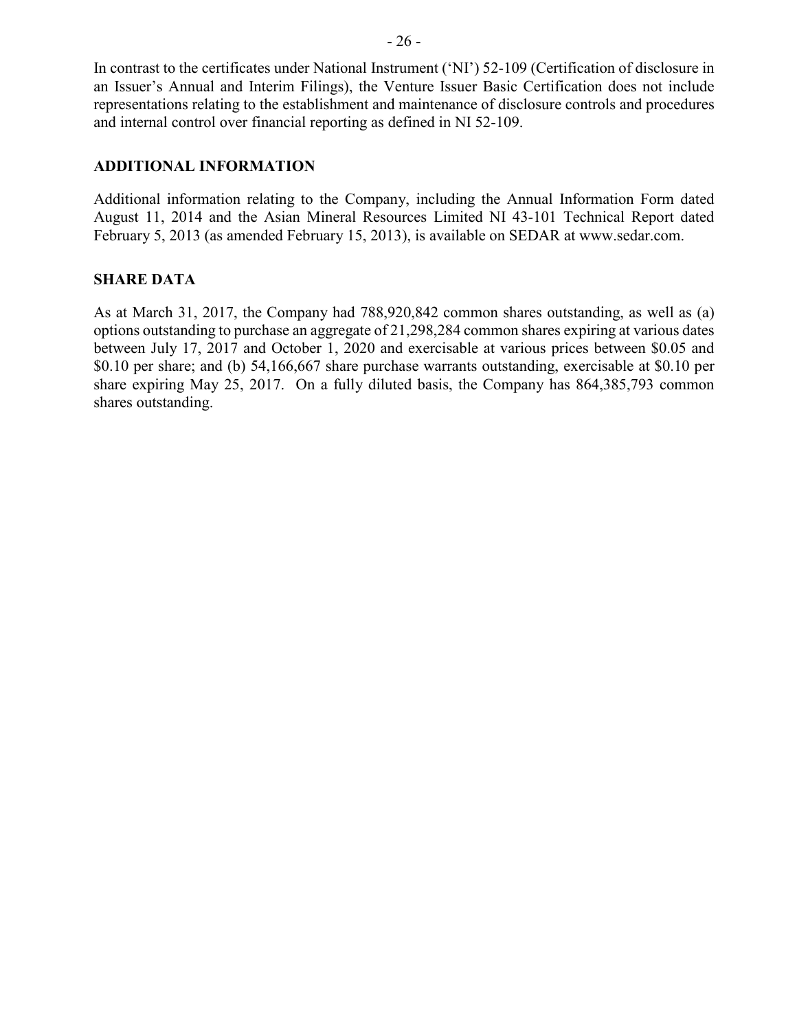In contrast to the certificates under National Instrument ('NI') 52-109 (Certification of disclosure in an Issuer's Annual and Interim Filings), the Venture Issuer Basic Certification does not include representations relating to the establishment and maintenance of disclosure controls and procedures and internal control over financial reporting as defined in NI 52-109.

## ADDITIONAL INFORMATION

Additional information relating to the Company, including the Annual Information Form dated August 11, 2014 and the Asian Mineral Resources Limited NI 43-101 Technical Report dated February 5, 2013 (as amended February 15, 2013), is available on SEDAR at www.sedar.com.

## SHARE DATA

As at March 31, 2017, the Company had 788,920,842 common shares outstanding, as well as (a) options outstanding to purchase an aggregate of 21,298,284 common shares expiring at various dates between July 17, 2017 and October 1, 2020 and exercisable at various prices between $0.05 and $0.10 per share; and (b) 54,166,667 share purchase warrants outstanding, exercisable at $0.10 per share expiring May 25, 2017. On a fully diluted basis, the Company has 864,385,793 common shares outstanding.